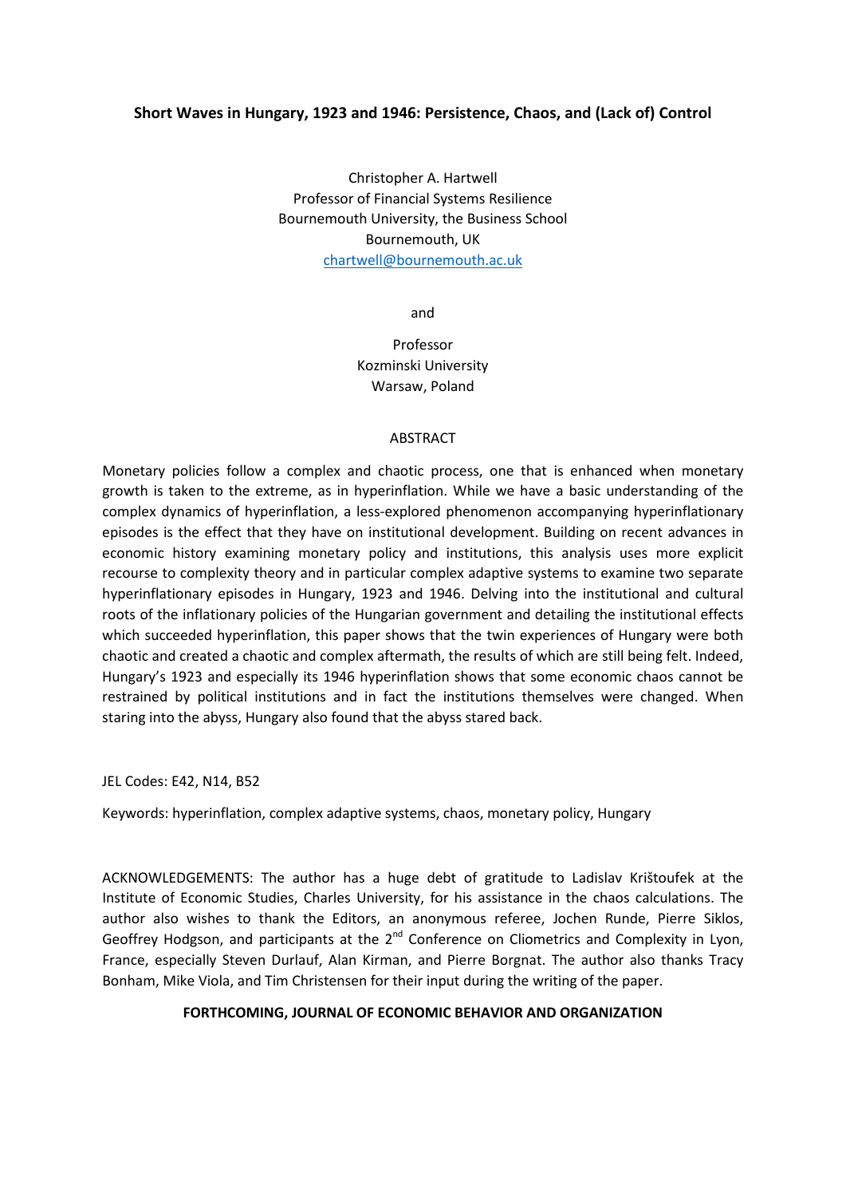# Short Waves in Hungary, 1923 and 1946: Persistence, Chaos, and (Lack of) Control

Christopher A. Hartwell
Professor of Financial Systems Resilience
Bournemouth University, the Business School
Bournemouth, UK
chartwell@bournemouth.ac.uk

and

Professor
Kozminski University
Warsaw, Poland

## ABSTRACT

Monetary policies follow a complex and chaotic process, one that is enhanced when monetary growth is taken to the extreme, as in hyperinflation. While we have a basic understanding of the complex dynamics of hyperinflation, a less-explored phenomenon accompanying hyperinflationary episodes is the effect that they have on institutional development. Building on recent advances in economic history examining monetary policy and institutions, this analysis uses more explicit recourse to complexity theory and in particular complex adaptive systems to examine two separate hyperinflationary episodes in Hungary, 1923 and 1946. Delving into the institutional and cultural roots of the inflationary policies of the Hungarian government and detailing the institutional effects which succeeded hyperinflation, this paper shows that the twin experiences of Hungary were both chaotic and created a chaotic and complex aftermath, the results of which are still being felt. Indeed, Hungary's 1923 and especially its 1946 hyperinflation shows that some economic chaos cannot be restrained by political institutions and in fact the institutions themselves were changed. When staring into the abyss, Hungary also found that the abyss stared back.

JEL Codes: E42, N14, B52

Keywords: hyperinflation, complex adaptive systems, chaos, monetary policy, Hungary

ACKNOWLEDGEMENTS: The author has a huge debt of gratitude to Ladislav Krištoufek at the Institute of Economic Studies, Charles University, for his assistance in the chaos calculations. The author also wishes to thank the Editors, an anonymous referee, Jochen Runde, Pierre Siklos, Geoffrey Hodgson, and participants at the 2nd Conference on Cliometrics and Complexity in Lyon, France, especially Steven Durlauf, Alan Kirman, and Pierre Borgnat. The author also thanks Tracy Bonham, Mike Viola, and Tim Christensen for their input during the writing of the paper.

**FORTHCOMING, JOURNAL OF ECONOMIC BEHAVIOR AND ORGANIZATION**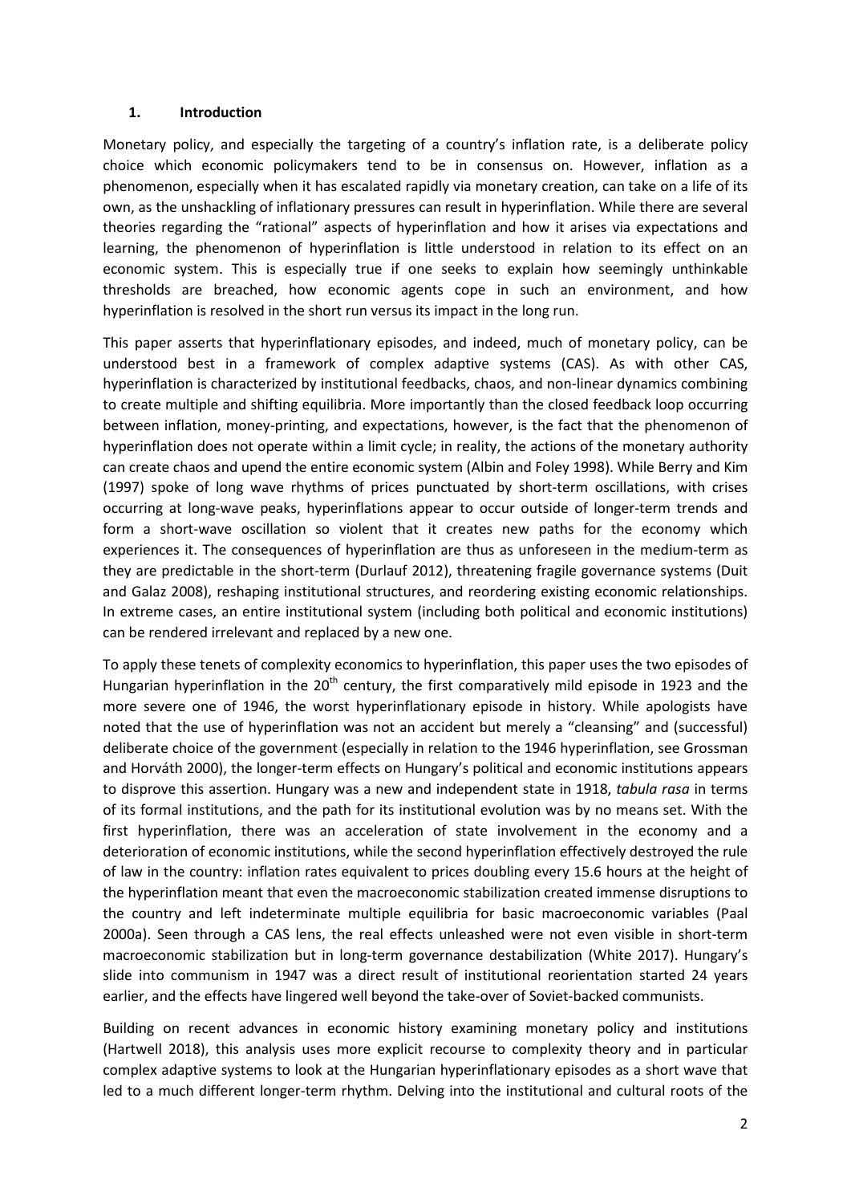## 1. Introduction

Monetary policy, and especially the targeting of a country's inflation rate, is a deliberate policy choice which economic policymakers tend to be in consensus on. However, inflation as a phenomenon, especially when it has escalated rapidly via monetary creation, can take on a life of its own, as the unshackling of inflationary pressures can result in hyperinflation. While there are several theories regarding the "rational" aspects of hyperinflation and how it arises via expectations and learning, the phenomenon of hyperinflation is little understood in relation to its effect on an economic system. This is especially true if one seeks to explain how seemingly unthinkable thresholds are breached, how economic agents cope in such an environment, and how hyperinflation is resolved in the short run versus its impact in the long run.

This paper asserts that hyperinflationary episodes, and indeed, much of monetary policy, can be understood best in a framework of complex adaptive systems (CAS). As with other CAS, hyperinflation is characterized by institutional feedbacks, chaos, and non-linear dynamics combining to create multiple and shifting equilibria. More importantly than the closed feedback loop occurring between inflation, money-printing, and expectations, however, is the fact that the phenomenon of hyperinflation does not operate within a limit cycle; in reality, the actions of the monetary authority can create chaos and upend the entire economic system (Albin and Foley 1998). While Berry and Kim (1997) spoke of long wave rhythms of prices punctuated by short-term oscillations, with crises occurring at long-wave peaks, hyperinflations appear to occur outside of longer-term trends and form a short-wave oscillation so violent that it creates new paths for the economy which experiences it. The consequences of hyperinflation are thus as unforeseen in the medium-term as they are predictable in the short-term (Durlauf 2012), threatening fragile governance systems (Duit and Galaz 2008), reshaping institutional structures, and reordering existing economic relationships. In extreme cases, an entire institutional system (including both political and economic institutions) can be rendered irrelevant and replaced by a new one.

To apply these tenets of complexity economics to hyperinflation, this paper uses the two episodes of Hungarian hyperinflation in the 20th century, the first comparatively mild episode in 1923 and the more severe one of 1946, the worst hyperinflationary episode in history. While apologists have noted that the use of hyperinflation was not an accident but merely a "cleansing" and (successful) deliberate choice of the government (especially in relation to the 1946 hyperinflation, see Grossman and Horváth 2000), the longer-term effects on Hungary's political and economic institutions appears to disprove this assertion. Hungary was a new and independent state in 1918, *tabula rasa* in terms of its formal institutions, and the path for its institutional evolution was by no means set. With the first hyperinflation, there was an acceleration of state involvement in the economy and a deterioration of economic institutions, while the second hyperinflation effectively destroyed the rule of law in the country: inflation rates equivalent to prices doubling every 15.6 hours at the height of the hyperinflation meant that even the macroeconomic stabilization created immense disruptions to the country and left indeterminate multiple equilibria for basic macroeconomic variables (Paal 2000a). Seen through a CAS lens, the real effects unleashed were not even visible in short-term macroeconomic stabilization but in long-term governance destabilization (White 2017). Hungary's slide into communism in 1947 was a direct result of institutional reorientation started 24 years earlier, and the effects have lingered well beyond the take-over of Soviet-backed communists.

Building on recent advances in economic history examining monetary policy and institutions (Hartwell 2018), this analysis uses more explicit recourse to complexity theory and in particular complex adaptive systems to look at the Hungarian hyperinflationary episodes as a short wave that led to a much different longer-term rhythm. Delving into the institutional and cultural roots of the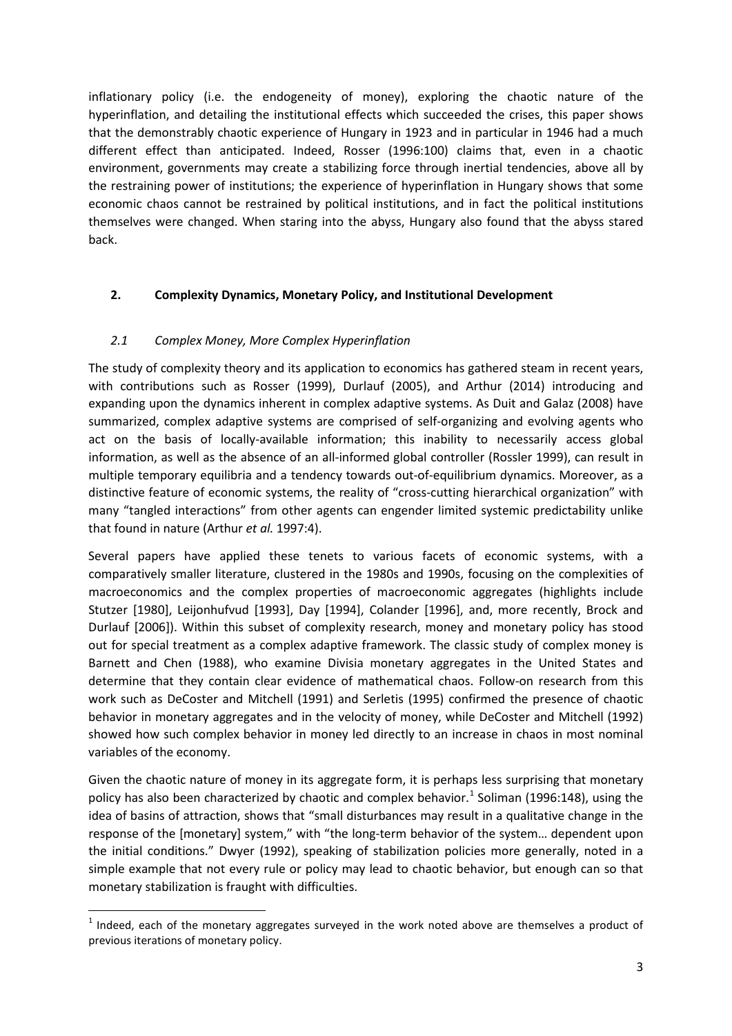inflationary policy (i.e. the endogeneity of money), exploring the chaotic nature of the hyperinflation, and detailing the institutional effects which succeeded the crises, this paper shows that the demonstrably chaotic experience of Hungary in 1923 and in particular in 1946 had a much different effect than anticipated. Indeed, Rosser (1996:100) claims that, even in a chaotic environment, governments may create a stabilizing force through inertial tendencies, above all by the restraining power of institutions; the experience of hyperinflation in Hungary shows that some economic chaos cannot be restrained by political institutions, and in fact the political institutions themselves were changed. When staring into the abyss, Hungary also found that the abyss stared back.

## 2. Complexity Dynamics, Monetary Policy, and Institutional Development

### *2.1 Complex Money, More Complex Hyperinflation*

The study of complexity theory and its application to economics has gathered steam in recent years, with contributions such as Rosser (1999), Durlauf (2005), and Arthur (2014) introducing and expanding upon the dynamics inherent in complex adaptive systems. As Duit and Galaz (2008) have summarized, complex adaptive systems are comprised of self-organizing and evolving agents who act on the basis of locally-available information; this inability to necessarily access global information, as well as the absence of an all-informed global controller (Rossler 1999), can result in multiple temporary equilibria and a tendency towards out-of-equilibrium dynamics. Moreover, as a distinctive feature of economic systems, the reality of "cross-cutting hierarchical organization" with many "tangled interactions" from other agents can engender limited systemic predictability unlike that found in nature (Arthur *et al.* 1997:4).

Several papers have applied these tenets to various facets of economic systems, with a comparatively smaller literature, clustered in the 1980s and 1990s, focusing on the complexities of macroeconomics and the complex properties of macroeconomic aggregates (highlights include Stutzer [1980], Leijonhufvud [1993], Day [1994], Colander [1996], and, more recently, Brock and Durlauf [2006]). Within this subset of complexity research, money and monetary policy has stood out for special treatment as a complex adaptive framework. The classic study of complex money is Barnett and Chen (1988), who examine Divisia monetary aggregates in the United States and determine that they contain clear evidence of mathematical chaos. Follow-on research from this work such as DeCoster and Mitchell (1991) and Serletis (1995) confirmed the presence of chaotic behavior in monetary aggregates and in the velocity of money, while DeCoster and Mitchell (1992) showed how such complex behavior in money led directly to an increase in chaos in most nominal variables of the economy.

Given the chaotic nature of money in its aggregate form, it is perhaps less surprising that monetary policy has also been characterized by chaotic and complex behavior.[1] Soliman (1996:148), using the idea of basins of attraction, shows that "small disturbances may result in a qualitative change in the response of the [monetary] system," with "the long-term behavior of the system… dependent upon the initial conditions." Dwyer (1992), speaking of stabilization policies more generally, noted in a simple example that not every rule or policy may lead to chaotic behavior, but enough can so that monetary stabilization is fraught with difficulties.

[1] Indeed, each of the monetary aggregates surveyed in the work noted above are themselves a product of previous iterations of monetary policy.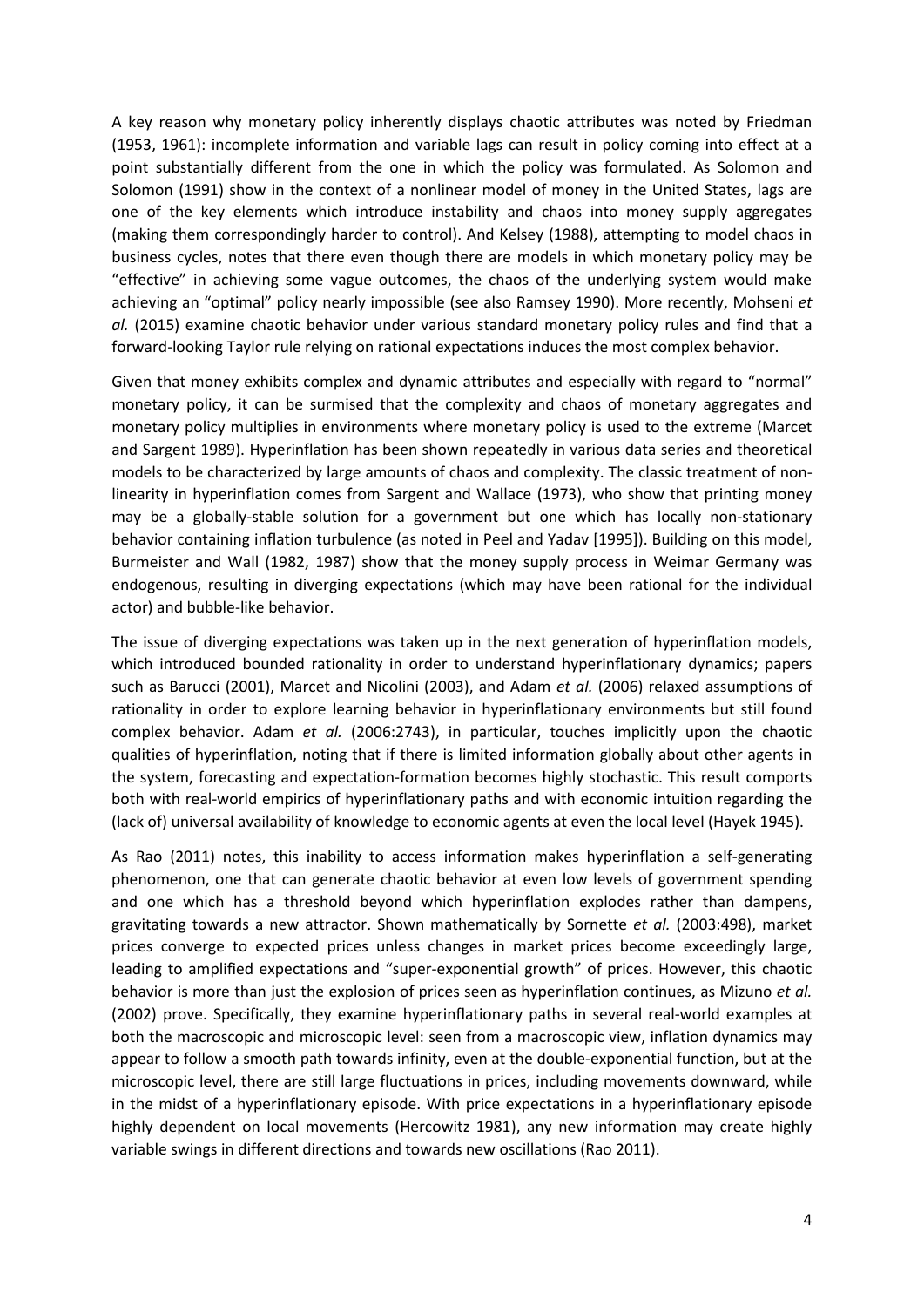A key reason why monetary policy inherently displays chaotic attributes was noted by Friedman (1953, 1961): incomplete information and variable lags can result in policy coming into effect at a point substantially different from the one in which the policy was formulated. As Solomon and Solomon (1991) show in the context of a nonlinear model of money in the United States, lags are one of the key elements which introduce instability and chaos into money supply aggregates (making them correspondingly harder to control). And Kelsey (1988), attempting to model chaos in business cycles, notes that there even though there are models in which monetary policy may be "effective" in achieving some vague outcomes, the chaos of the underlying system would make achieving an "optimal" policy nearly impossible (see also Ramsey 1990). More recently, Mohseni *et al.* (2015) examine chaotic behavior under various standard monetary policy rules and find that a forward-looking Taylor rule relying on rational expectations induces the most complex behavior.

Given that money exhibits complex and dynamic attributes and especially with regard to "normal" monetary policy, it can be surmised that the complexity and chaos of monetary aggregates and monetary policy multiplies in environments where monetary policy is used to the extreme (Marcet and Sargent 1989). Hyperinflation has been shown repeatedly in various data series and theoretical models to be characterized by large amounts of chaos and complexity. The classic treatment of non-linearity in hyperinflation comes from Sargent and Wallace (1973), who show that printing money may be a globally-stable solution for a government but one which has locally non-stationary behavior containing inflation turbulence (as noted in Peel and Yadav [1995]). Building on this model, Burmeister and Wall (1982, 1987) show that the money supply process in Weimar Germany was endogenous, resulting in diverging expectations (which may have been rational for the individual actor) and bubble-like behavior.

The issue of diverging expectations was taken up in the next generation of hyperinflation models, which introduced bounded rationality in order to understand hyperinflationary dynamics; papers such as Barucci (2001), Marcet and Nicolini (2003), and Adam *et al.* (2006) relaxed assumptions of rationality in order to explore learning behavior in hyperinflationary environments but still found complex behavior. Adam *et al.* (2006:2743), in particular, touches implicitly upon the chaotic qualities of hyperinflation, noting that if there is limited information globally about other agents in the system, forecasting and expectation-formation becomes highly stochastic. This result comports both with real-world empirics of hyperinflationary paths and with economic intuition regarding the (lack of) universal availability of knowledge to economic agents at even the local level (Hayek 1945).

As Rao (2011) notes, this inability to access information makes hyperinflation a self-generating phenomenon, one that can generate chaotic behavior at even low levels of government spending and one which has a threshold beyond which hyperinflation explodes rather than dampens, gravitating towards a new attractor. Shown mathematically by Sornette *et al.* (2003:498), market prices converge to expected prices unless changes in market prices become exceedingly large, leading to amplified expectations and "super-exponential growth" of prices. However, this chaotic behavior is more than just the explosion of prices seen as hyperinflation continues, as Mizuno *et al.* (2002) prove. Specifically, they examine hyperinflationary paths in several real-world examples at both the macroscopic and microscopic level: seen from a macroscopic view, inflation dynamics may appear to follow a smooth path towards infinity, even at the double-exponential function, but at the microscopic level, there are still large fluctuations in prices, including movements downward, while in the midst of a hyperinflationary episode. With price expectations in a hyperinflationary episode highly dependent on local movements (Hercowitz 1981), any new information may create highly variable swings in different directions and towards new oscillations (Rao 2011).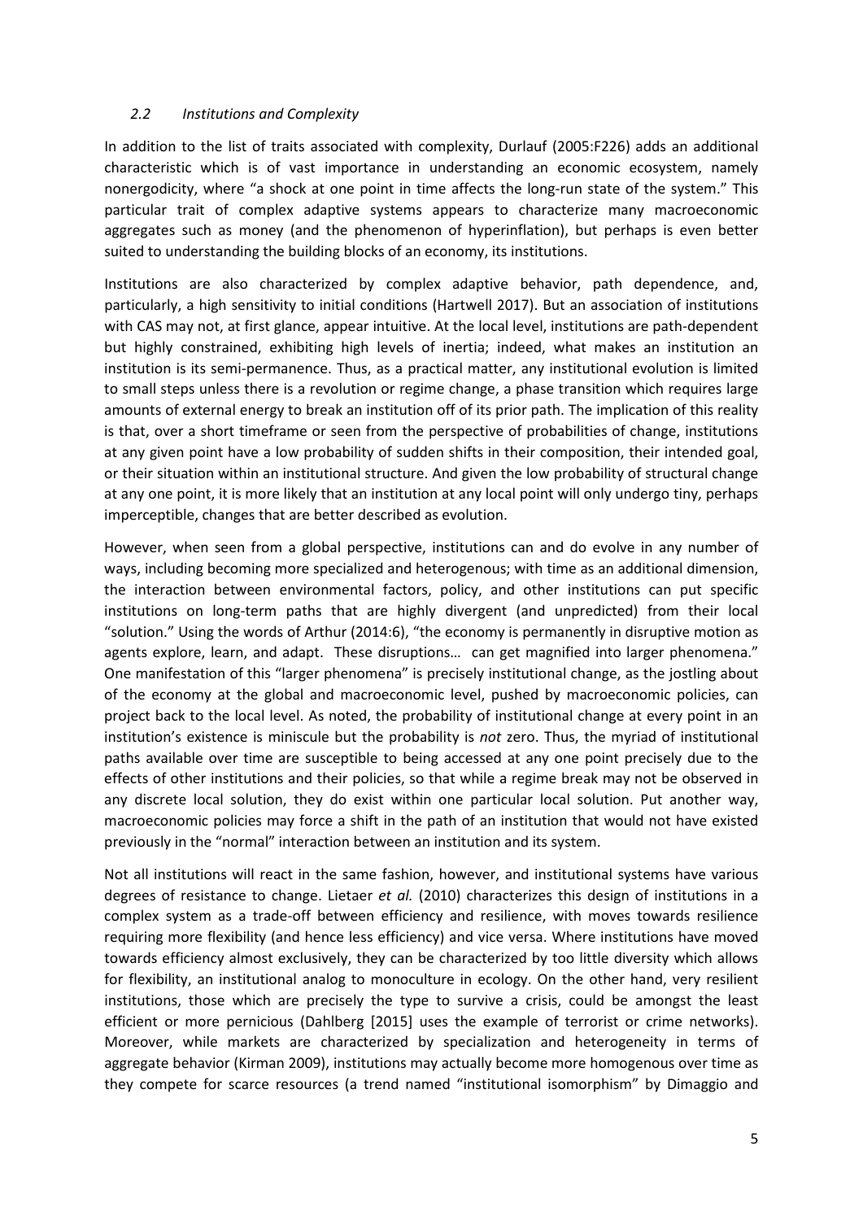### *2.2 Institutions and Complexity*

In addition to the list of traits associated with complexity, Durlauf (2005:F226) adds an additional characteristic which is of vast importance in understanding an economic ecosystem, namely nonergodicity, where "a shock at one point in time affects the long-run state of the system." This particular trait of complex adaptive systems appears to characterize many macroeconomic aggregates such as money (and the phenomenon of hyperinflation), but perhaps is even better suited to understanding the building blocks of an economy, its institutions.

Institutions are also characterized by complex adaptive behavior, path dependence, and, particularly, a high sensitivity to initial conditions (Hartwell 2017). But an association of institutions with CAS may not, at first glance, appear intuitive. At the local level, institutions are path-dependent but highly constrained, exhibiting high levels of inertia; indeed, what makes an institution an institution is its semi-permanence. Thus, as a practical matter, any institutional evolution is limited to small steps unless there is a revolution or regime change, a phase transition which requires large amounts of external energy to break an institution off of its prior path. The implication of this reality is that, over a short timeframe or seen from the perspective of probabilities of change, institutions at any given point have a low probability of sudden shifts in their composition, their intended goal, or their situation within an institutional structure. And given the low probability of structural change at any one point, it is more likely that an institution at any local point will only undergo tiny, perhaps imperceptible, changes that are better described as evolution.

However, when seen from a global perspective, institutions can and do evolve in any number of ways, including becoming more specialized and heterogenous; with time as an additional dimension, the interaction between environmental factors, policy, and other institutions can put specific institutions on long-term paths that are highly divergent (and unpredicted) from their local "solution." Using the words of Arthur (2014:6), "the economy is permanently in disruptive motion as agents explore, learn, and adapt. These disruptions… can get magnified into larger phenomena." One manifestation of this "larger phenomena" is precisely institutional change, as the jostling about of the economy at the global and macroeconomic level, pushed by macroeconomic policies, can project back to the local level. As noted, the probability of institutional change at every point in an institution's existence is miniscule but the probability is *not* zero. Thus, the myriad of institutional paths available over time are susceptible to being accessed at any one point precisely due to the effects of other institutions and their policies, so that while a regime break may not be observed in any discrete local solution, they do exist within one particular local solution. Put another way, macroeconomic policies may force a shift in the path of an institution that would not have existed previously in the "normal" interaction between an institution and its system.

Not all institutions will react in the same fashion, however, and institutional systems have various degrees of resistance to change. Lietaer *et al.* (2010) characterizes this design of institutions in a complex system as a trade-off between efficiency and resilience, with moves towards resilience requiring more flexibility (and hence less efficiency) and vice versa. Where institutions have moved towards efficiency almost exclusively, they can be characterized by too little diversity which allows for flexibility, an institutional analog to monoculture in ecology. On the other hand, very resilient institutions, those which are precisely the type to survive a crisis, could be amongst the least efficient or more pernicious (Dahlberg [2015] uses the example of terrorist or crime networks). Moreover, while markets are characterized by specialization and heterogeneity in terms of aggregate behavior (Kirman 2009), institutions may actually become more homogenous over time as they compete for scarce resources (a trend named "institutional isomorphism" by Dimaggio and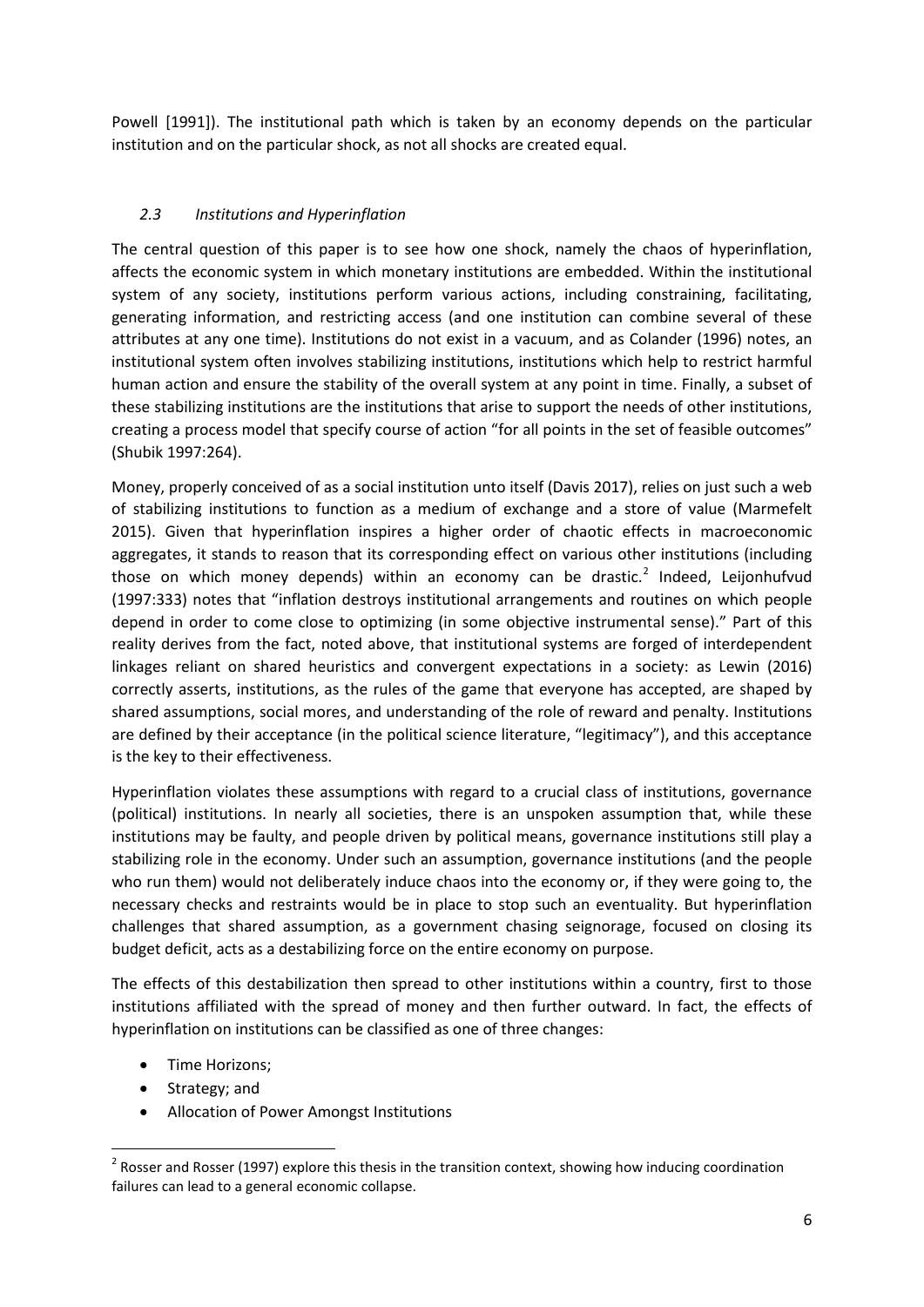Powell [1991]). The institutional path which is taken by an economy depends on the particular institution and on the particular shock, as not all shocks are created equal.

### *2.3 Institutions and Hyperinflation*

The central question of this paper is to see how one shock, namely the chaos of hyperinflation, affects the economic system in which monetary institutions are embedded. Within the institutional system of any society, institutions perform various actions, including constraining, facilitating, generating information, and restricting access (and one institution can combine several of these attributes at any one time). Institutions do not exist in a vacuum, and as Colander (1996) notes, an institutional system often involves stabilizing institutions, institutions which help to restrict harmful human action and ensure the stability of the overall system at any point in time. Finally, a subset of these stabilizing institutions are the institutions that arise to support the needs of other institutions, creating a process model that specify course of action "for all points in the set of feasible outcomes" (Shubik 1997:264).

Money, properly conceived of as a social institution unto itself (Davis 2017), relies on just such a web of stabilizing institutions to function as a medium of exchange and a store of value (Marmefelt 2015). Given that hyperinflation inspires a higher order of chaotic effects in macroeconomic aggregates, it stands to reason that its corresponding effect on various other institutions (including those on which money depends) within an economy can be drastic.[2] Indeed, Leijonhufvud (1997:333) notes that "inflation destroys institutional arrangements and routines on which people depend in order to come close to optimizing (in some objective instrumental sense)." Part of this reality derives from the fact, noted above, that institutional systems are forged of interdependent linkages reliant on shared heuristics and convergent expectations in a society: as Lewin (2016) correctly asserts, institutions, as the rules of the game that everyone has accepted, are shaped by shared assumptions, social mores, and understanding of the role of reward and penalty. Institutions are defined by their acceptance (in the political science literature, "legitimacy"), and this acceptance is the key to their effectiveness.

Hyperinflation violates these assumptions with regard to a crucial class of institutions, governance (political) institutions. In nearly all societies, there is an unspoken assumption that, while these institutions may be faulty, and people driven by political means, governance institutions still play a stabilizing role in the economy. Under such an assumption, governance institutions (and the people who run them) would not deliberately induce chaos into the economy or, if they were going to, the necessary checks and restraints would be in place to stop such an eventuality. But hyperinflation challenges that shared assumption, as a government chasing seignorage, focused on closing its budget deficit, acts as a destabilizing force on the entire economy on purpose.

The effects of this destabilization then spread to other institutions within a country, first to those institutions affiliated with the spread of money and then further outward. In fact, the effects of hyperinflation on institutions can be classified as one of three changes:

- Time Horizons;
- Strategy; and
- Allocation of Power Amongst Institutions

[2] Rosser and Rosser (1997) explore this thesis in the transition context, showing how inducing coordination failures can lead to a general economic collapse.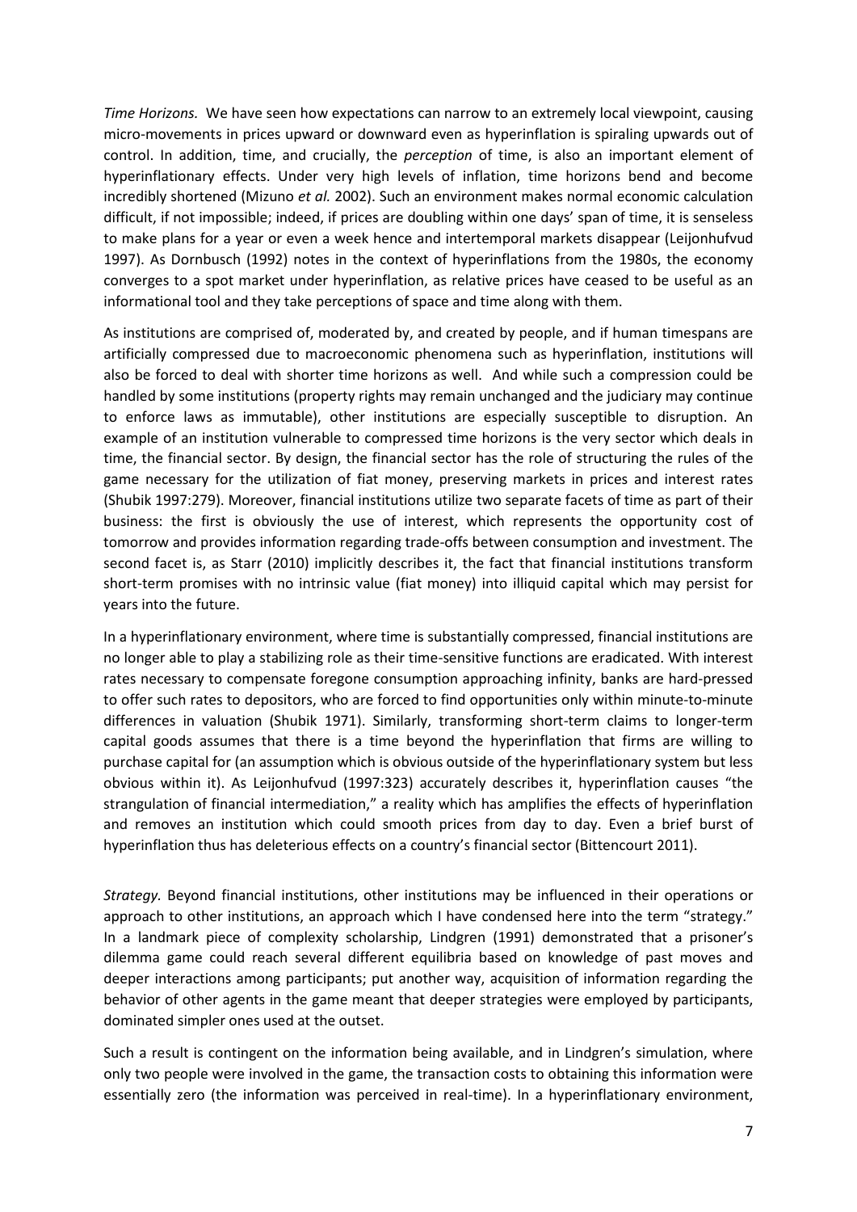*Time Horizons.* We have seen how expectations can narrow to an extremely local viewpoint, causing micro-movements in prices upward or downward even as hyperinflation is spiraling upwards out of control. In addition, time, and crucially, the *perception* of time, is also an important element of hyperinflationary effects. Under very high levels of inflation, time horizons bend and become incredibly shortened (Mizuno *et al.* 2002). Such an environment makes normal economic calculation difficult, if not impossible; indeed, if prices are doubling within one days' span of time, it is senseless to make plans for a year or even a week hence and intertemporal markets disappear (Leijonhufvud 1997). As Dornbusch (1992) notes in the context of hyperinflations from the 1980s, the economy converges to a spot market under hyperinflation, as relative prices have ceased to be useful as an informational tool and they take perceptions of space and time along with them.

As institutions are comprised of, moderated by, and created by people, and if human timespans are artificially compressed due to macroeconomic phenomena such as hyperinflation, institutions will also be forced to deal with shorter time horizons as well. And while such a compression could be handled by some institutions (property rights may remain unchanged and the judiciary may continue to enforce laws as immutable), other institutions are especially susceptible to disruption. An example of an institution vulnerable to compressed time horizons is the very sector which deals in time, the financial sector. By design, the financial sector has the role of structuring the rules of the game necessary for the utilization of fiat money, preserving markets in prices and interest rates (Shubik 1997:279). Moreover, financial institutions utilize two separate facets of time as part of their business: the first is obviously the use of interest, which represents the opportunity cost of tomorrow and provides information regarding trade-offs between consumption and investment. The second facet is, as Starr (2010) implicitly describes it, the fact that financial institutions transform short-term promises with no intrinsic value (fiat money) into illiquid capital which may persist for years into the future.

In a hyperinflationary environment, where time is substantially compressed, financial institutions are no longer able to play a stabilizing role as their time-sensitive functions are eradicated. With interest rates necessary to compensate foregone consumption approaching infinity, banks are hard-pressed to offer such rates to depositors, who are forced to find opportunities only within minute-to-minute differences in valuation (Shubik 1971). Similarly, transforming short-term claims to longer-term capital goods assumes that there is a time beyond the hyperinflation that firms are willing to purchase capital for (an assumption which is obvious outside of the hyperinflationary system but less obvious within it). As Leijonhufvud (1997:323) accurately describes it, hyperinflation causes "the strangulation of financial intermediation," a reality which has amplifies the effects of hyperinflation and removes an institution which could smooth prices from day to day. Even a brief burst of hyperinflation thus has deleterious effects on a country's financial sector (Bittencourt 2011).

*Strategy.* Beyond financial institutions, other institutions may be influenced in their operations or approach to other institutions, an approach which I have condensed here into the term "strategy." In a landmark piece of complexity scholarship, Lindgren (1991) demonstrated that a prisoner's dilemma game could reach several different equilibria based on knowledge of past moves and deeper interactions among participants; put another way, acquisition of information regarding the behavior of other agents in the game meant that deeper strategies were employed by participants, dominated simpler ones used at the outset.

Such a result is contingent on the information being available, and in Lindgren's simulation, where only two people were involved in the game, the transaction costs to obtaining this information were essentially zero (the information was perceived in real-time). In a hyperinflationary environment,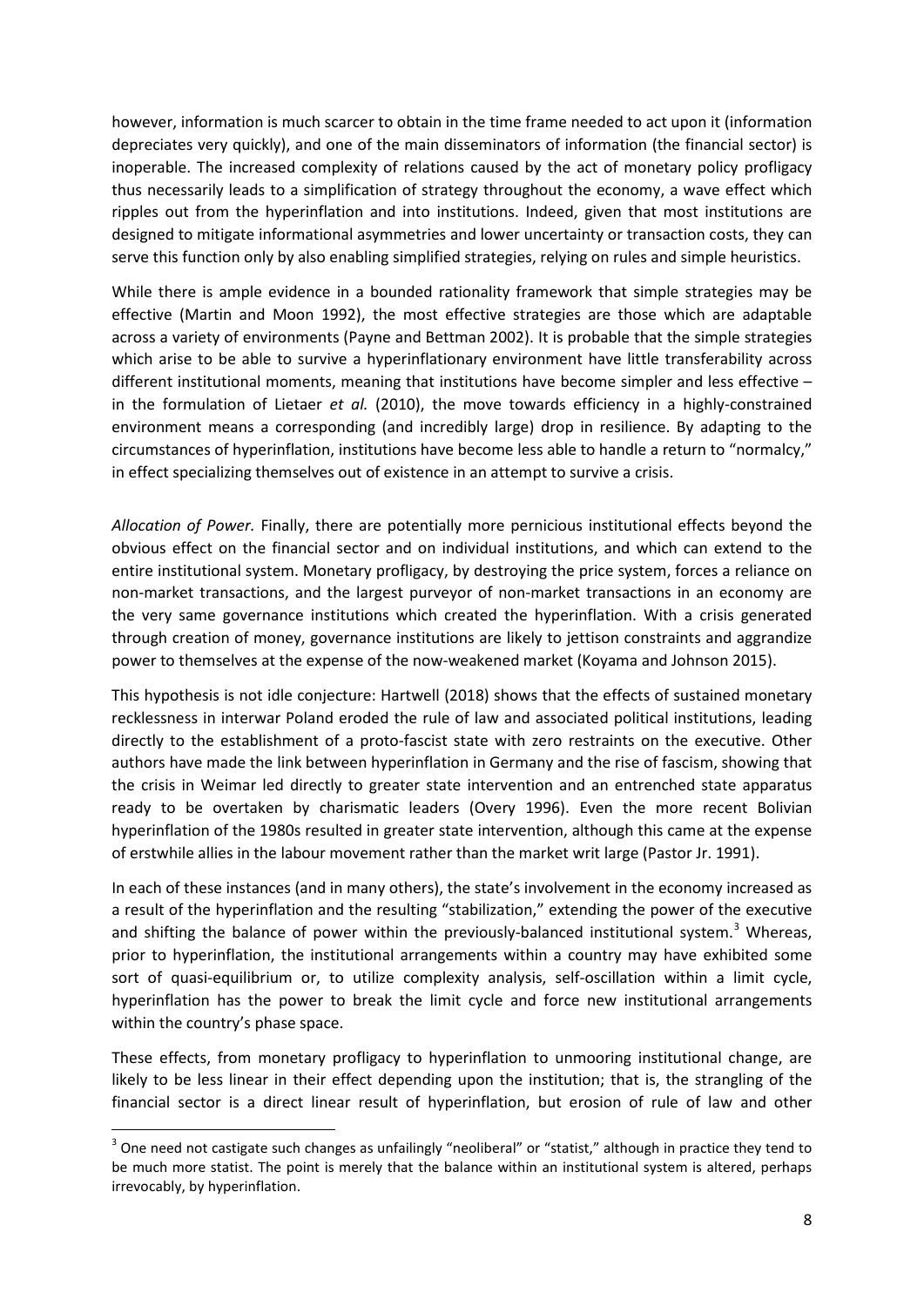however, information is much scarcer to obtain in the time frame needed to act upon it (information depreciates very quickly), and one of the main disseminators of information (the financial sector) is inoperable. The increased complexity of relations caused by the act of monetary policy profligacy thus necessarily leads to a simplification of strategy throughout the economy, a wave effect which ripples out from the hyperinflation and into institutions. Indeed, given that most institutions are designed to mitigate informational asymmetries and lower uncertainty or transaction costs, they can serve this function only by also enabling simplified strategies, relying on rules and simple heuristics.

While there is ample evidence in a bounded rationality framework that simple strategies may be effective (Martin and Moon 1992), the most effective strategies are those which are adaptable across a variety of environments (Payne and Bettman 2002). It is probable that the simple strategies which arise to be able to survive a hyperinflationary environment have little transferability across different institutional moments, meaning that institutions have become simpler and less effective – in the formulation of Lietaer *et al.* (2010), the move towards efficiency in a highly-constrained environment means a corresponding (and incredibly large) drop in resilience. By adapting to the circumstances of hyperinflation, institutions have become less able to handle a return to "normalcy," in effect specializing themselves out of existence in an attempt to survive a crisis.

*Allocation of Power.* Finally, there are potentially more pernicious institutional effects beyond the obvious effect on the financial sector and on individual institutions, and which can extend to the entire institutional system. Monetary profligacy, by destroying the price system, forces a reliance on non-market transactions, and the largest purveyor of non-market transactions in an economy are the very same governance institutions which created the hyperinflation. With a crisis generated through creation of money, governance institutions are likely to jettison constraints and aggrandize power to themselves at the expense of the now-weakened market (Koyama and Johnson 2015).

This hypothesis is not idle conjecture: Hartwell (2018) shows that the effects of sustained monetary recklessness in interwar Poland eroded the rule of law and associated political institutions, leading directly to the establishment of a proto-fascist state with zero restraints on the executive. Other authors have made the link between hyperinflation in Germany and the rise of fascism, showing that the crisis in Weimar led directly to greater state intervention and an entrenched state apparatus ready to be overtaken by charismatic leaders (Overy 1996). Even the more recent Bolivian hyperinflation of the 1980s resulted in greater state intervention, although this came at the expense of erstwhile allies in the labour movement rather than the market writ large (Pastor Jr. 1991).

In each of these instances (and in many others), the state's involvement in the economy increased as a result of the hyperinflation and the resulting "stabilization," extending the power of the executive and shifting the balance of power within the previously-balanced institutional system.[3] Whereas, prior to hyperinflation, the institutional arrangements within a country may have exhibited some sort of quasi-equilibrium or, to utilize complexity analysis, self-oscillation within a limit cycle, hyperinflation has the power to break the limit cycle and force new institutional arrangements within the country's phase space.

These effects, from monetary profligacy to hyperinflation to unmooring institutional change, are likely to be less linear in their effect depending upon the institution; that is, the strangling of the financial sector is a direct linear result of hyperinflation, but erosion of rule of law and other

[3] One need not castigate such changes as unfailingly "neoliberal" or "statist," although in practice they tend to be much more statist. The point is merely that the balance within an institutional system is altered, perhaps irrevocably, by hyperinflation.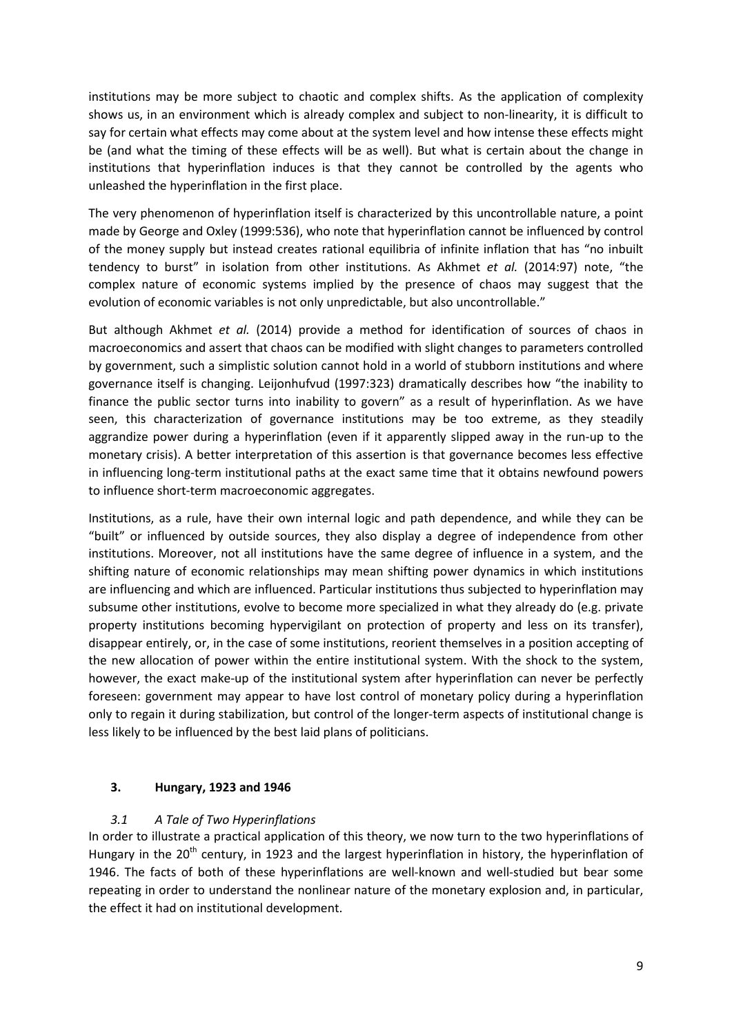institutions may be more subject to chaotic and complex shifts. As the application of complexity shows us, in an environment which is already complex and subject to non-linearity, it is difficult to say for certain what effects may come about at the system level and how intense these effects might be (and what the timing of these effects will be as well). But what is certain about the change in institutions that hyperinflation induces is that they cannot be controlled by the agents who unleashed the hyperinflation in the first place.

The very phenomenon of hyperinflation itself is characterized by this uncontrollable nature, a point made by George and Oxley (1999:536), who note that hyperinflation cannot be influenced by control of the money supply but instead creates rational equilibria of infinite inflation that has "no inbuilt tendency to burst" in isolation from other institutions. As Akhmet *et al.* (2014:97) note, "the complex nature of economic systems implied by the presence of chaos may suggest that the evolution of economic variables is not only unpredictable, but also uncontrollable."

But although Akhmet *et al.* (2014) provide a method for identification of sources of chaos in macroeconomics and assert that chaos can be modified with slight changes to parameters controlled by government, such a simplistic solution cannot hold in a world of stubborn institutions and where governance itself is changing. Leijonhufvud (1997:323) dramatically describes how "the inability to finance the public sector turns into inability to govern" as a result of hyperinflation. As we have seen, this characterization of governance institutions may be too extreme, as they steadily aggrandize power during a hyperinflation (even if it apparently slipped away in the run-up to the monetary crisis). A better interpretation of this assertion is that governance becomes less effective in influencing long-term institutional paths at the exact same time that it obtains newfound powers to influence short-term macroeconomic aggregates.

Institutions, as a rule, have their own internal logic and path dependence, and while they can be "built" or influenced by outside sources, they also display a degree of independence from other institutions. Moreover, not all institutions have the same degree of influence in a system, and the shifting nature of economic relationships may mean shifting power dynamics in which institutions are influencing and which are influenced. Particular institutions thus subjected to hyperinflation may subsume other institutions, evolve to become more specialized in what they already do (e.g. private property institutions becoming hypervigilant on protection of property and less on its transfer), disappear entirely, or, in the case of some institutions, reorient themselves in a position accepting of the new allocation of power within the entire institutional system. With the shock to the system, however, the exact make-up of the institutional system after hyperinflation can never be perfectly foreseen: government may appear to have lost control of monetary policy during a hyperinflation only to regain it during stabilization, but control of the longer-term aspects of institutional change is less likely to be influenced by the best laid plans of politicians.

## 3. Hungary, 1923 and 1946

### *3.1 A Tale of Two Hyperinflations*

In order to illustrate a practical application of this theory, we now turn to the two hyperinflations of Hungary in the 20th century, in 1923 and the largest hyperinflation in history, the hyperinflation of 1946. The facts of both of these hyperinflations are well-known and well-studied but bear some repeating in order to understand the nonlinear nature of the monetary explosion and, in particular, the effect it had on institutional development.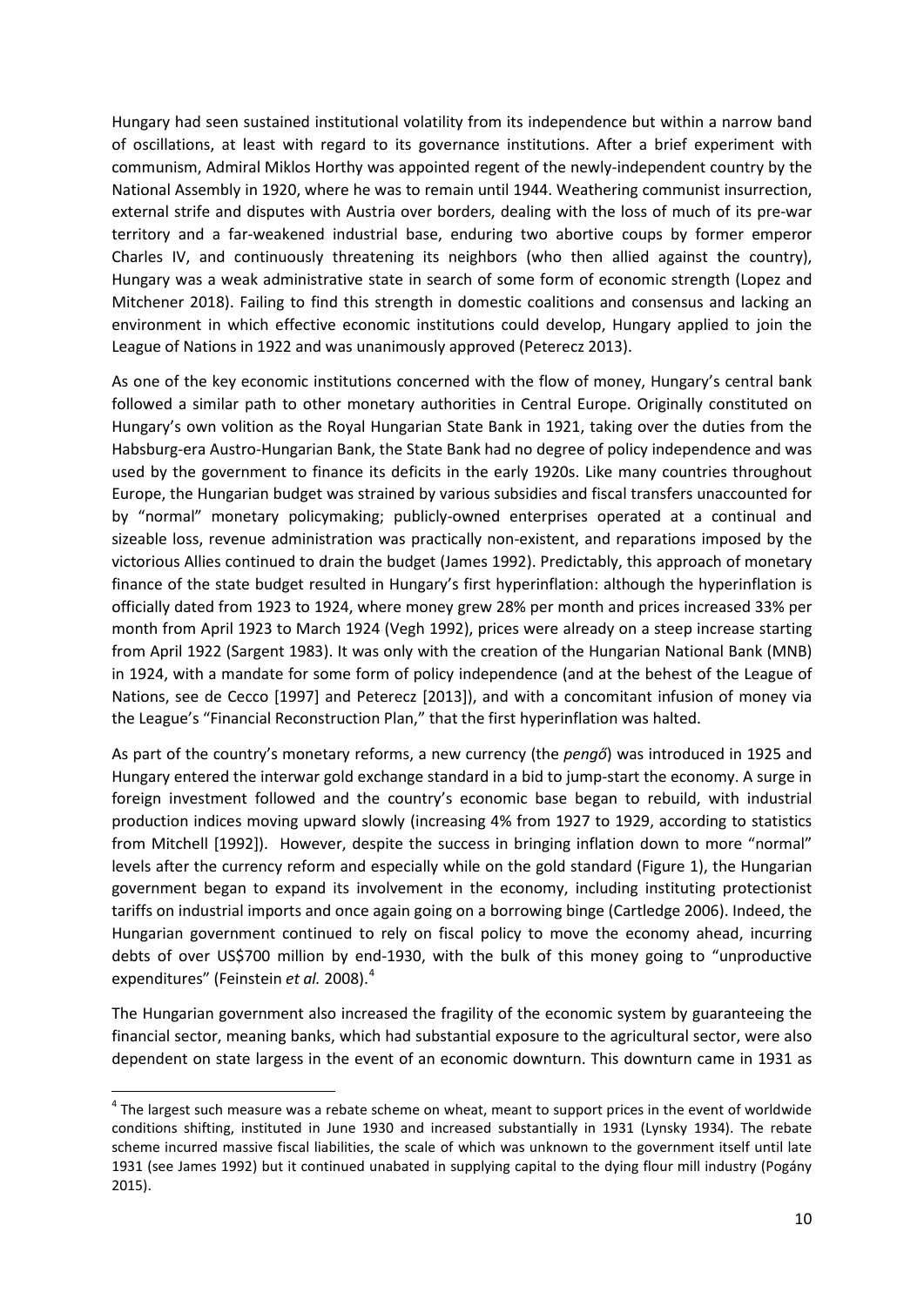Hungary had seen sustained institutional volatility from its independence but within a narrow band of oscillations, at least with regard to its governance institutions. After a brief experiment with communism, Admiral Miklos Horthy was appointed regent of the newly-independent country by the National Assembly in 1920, where he was to remain until 1944. Weathering communist insurrection, external strife and disputes with Austria over borders, dealing with the loss of much of its pre-war territory and a far-weakened industrial base, enduring two abortive coups by former emperor Charles IV, and continuously threatening its neighbors (who then allied against the country), Hungary was a weak administrative state in search of some form of economic strength (Lopez and Mitchener 2018). Failing to find this strength in domestic coalitions and consensus and lacking an environment in which effective economic institutions could develop, Hungary applied to join the League of Nations in 1922 and was unanimously approved (Peterecz 2013).

As one of the key economic institutions concerned with the flow of money, Hungary's central bank followed a similar path to other monetary authorities in Central Europe. Originally constituted on Hungary's own volition as the Royal Hungarian State Bank in 1921, taking over the duties from the Habsburg-era Austro-Hungarian Bank, the State Bank had no degree of policy independence and was used by the government to finance its deficits in the early 1920s. Like many countries throughout Europe, the Hungarian budget was strained by various subsidies and fiscal transfers unaccounted for by "normal" monetary policymaking; publicly-owned enterprises operated at a continual and sizeable loss, revenue administration was practically non-existent, and reparations imposed by the victorious Allies continued to drain the budget (James 1992). Predictably, this approach of monetary finance of the state budget resulted in Hungary's first hyperinflation: although the hyperinflation is officially dated from 1923 to 1924, where money grew 28% per month and prices increased 33% per month from April 1923 to March 1924 (Vegh 1992), prices were already on a steep increase starting from April 1922 (Sargent 1983). It was only with the creation of the Hungarian National Bank (MNB) in 1924, with a mandate for some form of policy independence (and at the behest of the League of Nations, see de Cecco [1997] and Peterecz [2013]), and with a concomitant infusion of money via the League's "Financial Reconstruction Plan," that the first hyperinflation was halted.

As part of the country's monetary reforms, a new currency (the *pengő*) was introduced in 1925 and Hungary entered the interwar gold exchange standard in a bid to jump-start the economy. A surge in foreign investment followed and the country's economic base began to rebuild, with industrial production indices moving upward slowly (increasing 4% from 1927 to 1929, according to statistics from Mitchell [1992]). However, despite the success in bringing inflation down to more "normal" levels after the currency reform and especially while on the gold standard (Figure 1), the Hungarian government began to expand its involvement in the economy, including instituting protectionist tariffs on industrial imports and once again going on a borrowing binge (Cartledge 2006). Indeed, the Hungarian government continued to rely on fiscal policy to move the economy ahead, incurring debts of over US$700 million by end-1930, with the bulk of this money going to "unproductive expenditures" (Feinstein *et al.* 2008).[4]

The Hungarian government also increased the fragility of the economic system by guaranteeing the financial sector, meaning banks, which had substantial exposure to the agricultural sector, were also dependent on state largess in the event of an economic downturn. This downturn came in 1931 as

---

[4] The largest such measure was a rebate scheme on wheat, meant to support prices in the event of worldwide conditions shifting, instituted in June 1930 and increased substantially in 1931 (Lynsky 1934). The rebate scheme incurred massive fiscal liabilities, the scale of which was unknown to the government itself until late 1931 (see James 1992) but it continued unabated in supplying capital to the dying flour mill industry (Pogány 2015).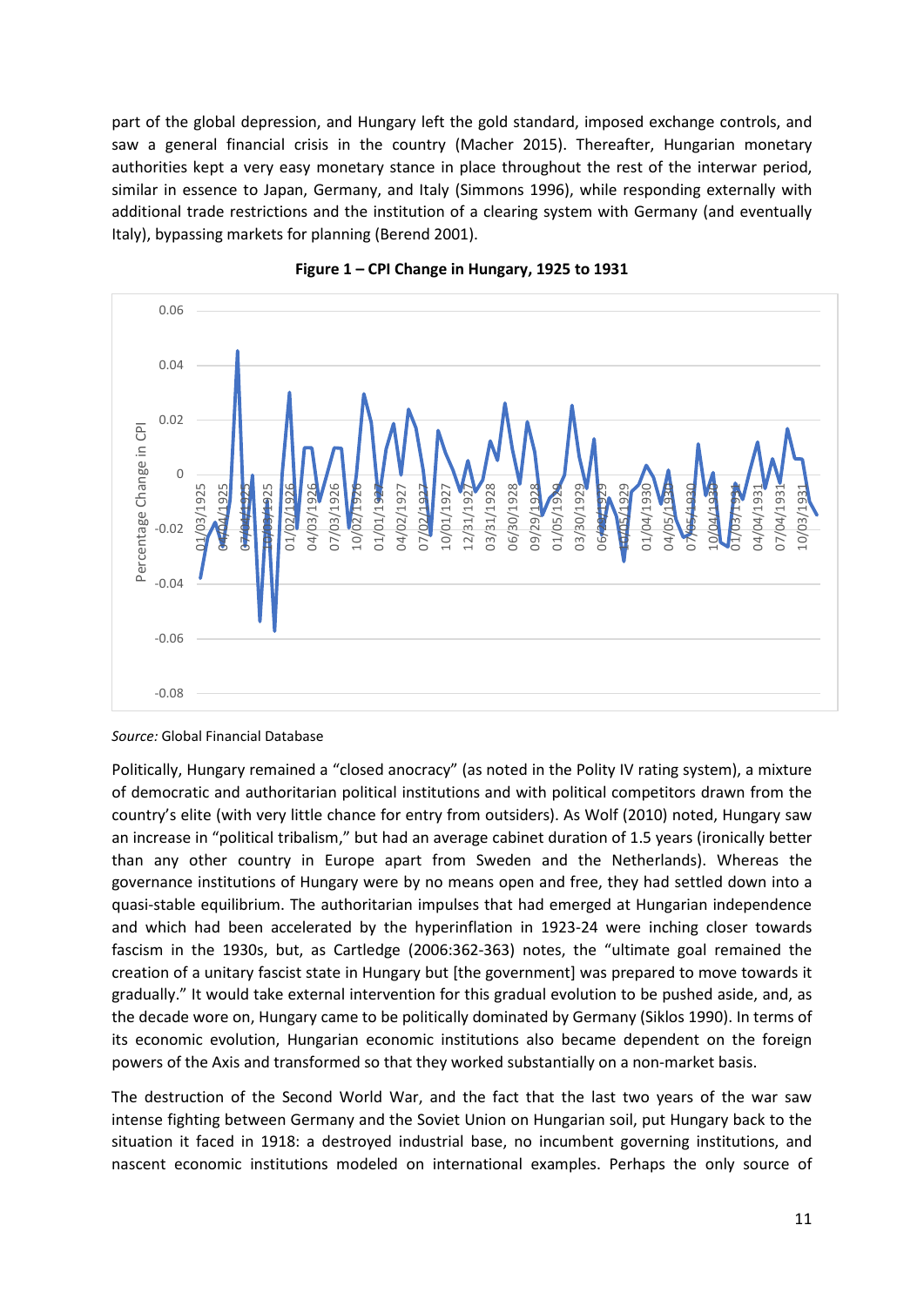part of the global depression, and Hungary left the gold standard, imposed exchange controls, and saw a general financial crisis in the country (Macher 2015). Thereafter, Hungarian monetary authorities kept a very easy monetary stance in place throughout the rest of the interwar period, similar in essence to Japan, Germany, and Italy (Simmons 1996), while responding externally with additional trade restrictions and the institution of a clearing system with Germany (and eventually Italy), bypassing markets for planning (Berend 2001).

**Figure 1 – CPI Change in Hungary, 1925 to 1931**

*Source:* Global Financial Database

Politically, Hungary remained a "closed anocracy" (as noted in the Polity IV rating system), a mixture of democratic and authoritarian political institutions and with political competitors drawn from the country's elite (with very little chance for entry from outsiders). As Wolf (2010) noted, Hungary saw an increase in "political tribalism," but had an average cabinet duration of 1.5 years (ironically better than any other country in Europe apart from Sweden and the Netherlands). Whereas the governance institutions of Hungary were by no means open and free, they had settled down into a quasi-stable equilibrium. The authoritarian impulses that had emerged at Hungarian independence and which had been accelerated by the hyperinflation in 1923-24 were inching closer towards fascism in the 1930s, but, as Cartledge (2006:362-363) notes, the "ultimate goal remained the creation of a unitary fascist state in Hungary but [the government] was prepared to move towards it gradually." It would take external intervention for this gradual evolution to be pushed aside, and, as the decade wore on, Hungary came to be politically dominated by Germany (Siklos 1990). In terms of its economic evolution, Hungarian economic institutions also became dependent on the foreign powers of the Axis and transformed so that they worked substantially on a non-market basis.

The destruction of the Second World War, and the fact that the last two years of the war saw intense fighting between Germany and the Soviet Union on Hungarian soil, put Hungary back to the situation it faced in 1918: a destroyed industrial base, no incumbent governing institutions, and nascent economic institutions modeled on international examples. Perhaps the only source of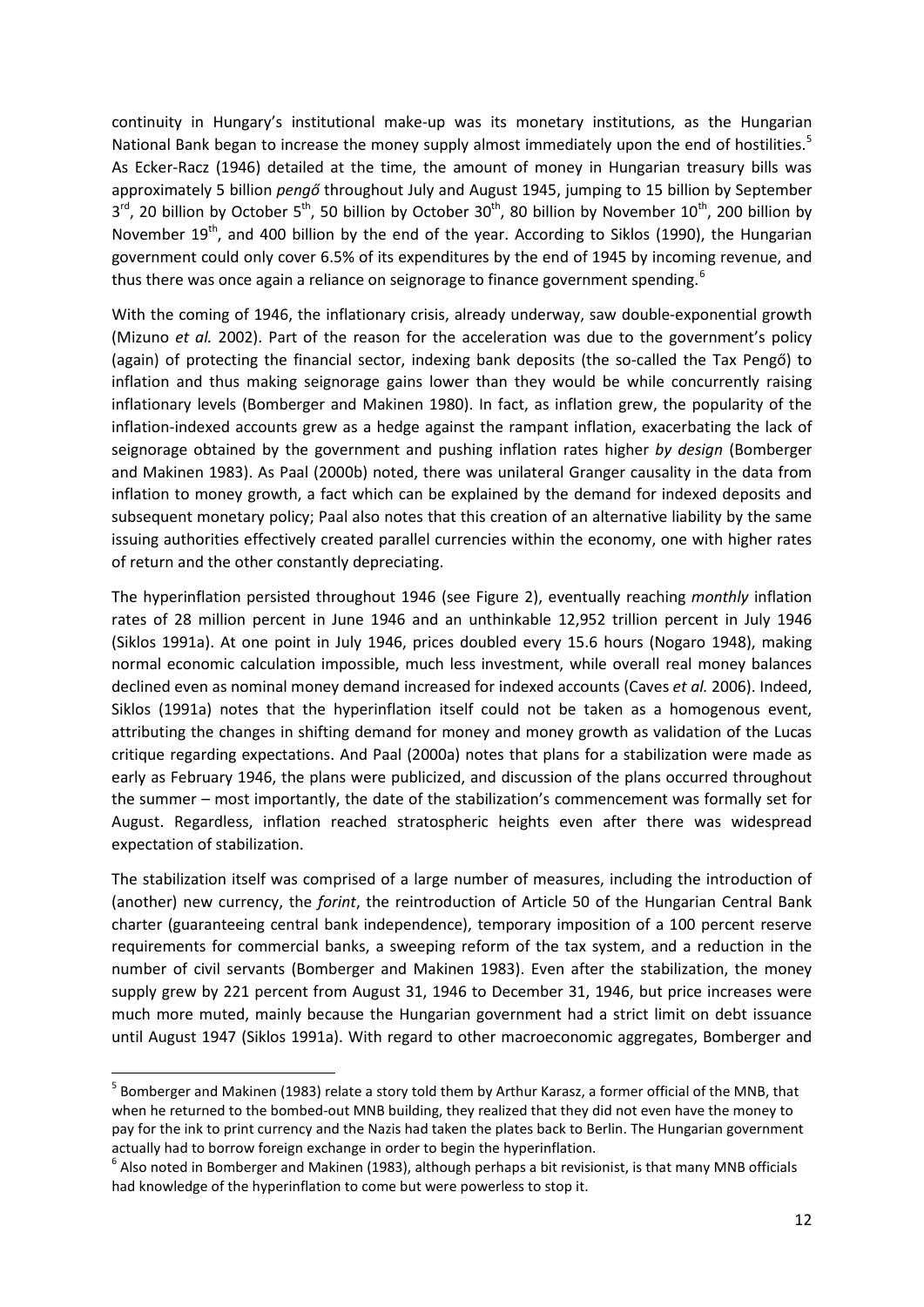continuity in Hungary's institutional make-up was its monetary institutions, as the Hungarian National Bank began to increase the money supply almost immediately upon the end of hostilities.[5] As Ecker-Racz (1946) detailed at the time, the amount of money in Hungarian treasury bills was approximately 5 billion *pengő* throughout July and August 1945, jumping to 15 billion by September 3rd, 20 billion by October 5th, 50 billion by October 30th, 80 billion by November 10th, 200 billion by November 19th, and 400 billion by the end of the year. According to Siklos (1990), the Hungarian government could only cover 6.5% of its expenditures by the end of 1945 by incoming revenue, and thus there was once again a reliance on seignorage to finance government spending.[6]

With the coming of 1946, the inflationary crisis, already underway, saw double-exponential growth (Mizuno *et al.* 2002). Part of the reason for the acceleration was due to the government's policy (again) of protecting the financial sector, indexing bank deposits (the so-called the Tax Pengő) to inflation and thus making seignorage gains lower than they would be while concurrently raising inflationary levels (Bomberger and Makinen 1980). In fact, as inflation grew, the popularity of the inflation-indexed accounts grew as a hedge against the rampant inflation, exacerbating the lack of seignorage obtained by the government and pushing inflation rates higher *by design* (Bomberger and Makinen 1983). As Paal (2000b) noted, there was unilateral Granger causality in the data from inflation to money growth, a fact which can be explained by the demand for indexed deposits and subsequent monetary policy; Paal also notes that this creation of an alternative liability by the same issuing authorities effectively created parallel currencies within the economy, one with higher rates of return and the other constantly depreciating.

The hyperinflation persisted throughout 1946 (see Figure 2), eventually reaching *monthly* inflation rates of 28 million percent in June 1946 and an unthinkable 12,952 trillion percent in July 1946 (Siklos 1991a). At one point in July 1946, prices doubled every 15.6 hours (Nogaro 1948), making normal economic calculation impossible, much less investment, while overall real money balances declined even as nominal money demand increased for indexed accounts (Caves *et al.* 2006). Indeed, Siklos (1991a) notes that the hyperinflation itself could not be taken as a homogenous event, attributing the changes in shifting demand for money and money growth as validation of the Lucas critique regarding expectations. And Paal (2000a) notes that plans for a stabilization were made as early as February 1946, the plans were publicized, and discussion of the plans occurred throughout the summer – most importantly, the date of the stabilization's commencement was formally set for August. Regardless, inflation reached stratospheric heights even after there was widespread expectation of stabilization.

The stabilization itself was comprised of a large number of measures, including the introduction of (another) new currency, the *forint*, the reintroduction of Article 50 of the Hungarian Central Bank charter (guaranteeing central bank independence), temporary imposition of a 100 percent reserve requirements for commercial banks, a sweeping reform of the tax system, and a reduction in the number of civil servants (Bomberger and Makinen 1983). Even after the stabilization, the money supply grew by 221 percent from August 31, 1946 to December 31, 1946, but price increases were much more muted, mainly because the Hungarian government had a strict limit on debt issuance until August 1947 (Siklos 1991a). With regard to other macroeconomic aggregates, Bomberger and

[5] Bomberger and Makinen (1983) relate a story told them by Arthur Karasz, a former official of the MNB, that when he returned to the bombed-out MNB building, they realized that they did not even have the money to pay for the ink to print currency and the Nazis had taken the plates back to Berlin. The Hungarian government actually had to borrow foreign exchange in order to begin the hyperinflation.

[6] Also noted in Bomberger and Makinen (1983), although perhaps a bit revisionist, is that many MNB officials had knowledge of the hyperinflation to come but were powerless to stop it.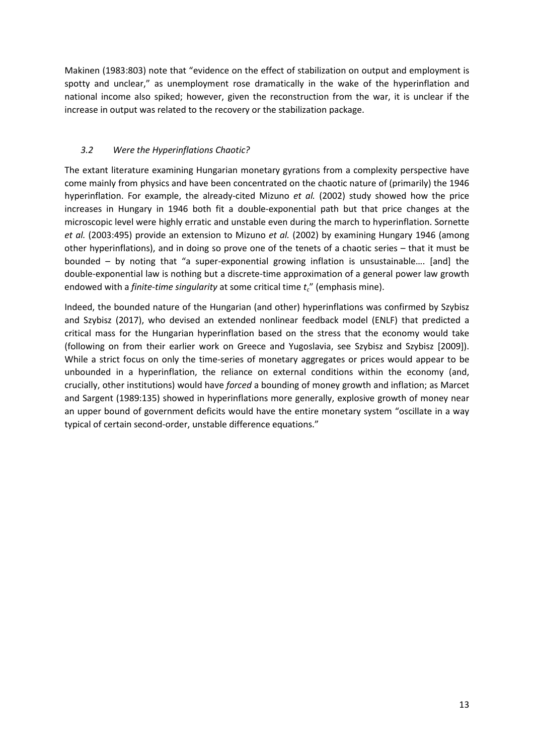Makinen (1983:803) note that "evidence on the effect of stabilization on output and employment is spotty and unclear," as unemployment rose dramatically in the wake of the hyperinflation and national income also spiked; however, given the reconstruction from the war, it is unclear if the increase in output was related to the recovery or the stabilization package.

### *3.2 Were the Hyperinflations Chaotic?*

The extant literature examining Hungarian monetary gyrations from a complexity perspective have come mainly from physics and have been concentrated on the chaotic nature of (primarily) the 1946 hyperinflation. For example, the already-cited Mizuno *et al.* (2002) study showed how the price increases in Hungary in 1946 both fit a double-exponential path but that price changes at the microscopic level were highly erratic and unstable even during the march to hyperinflation. Sornette *et al.* (2003:495) provide an extension to Mizuno *et al.* (2002) by examining Hungary 1946 (among other hyperinflations), and in doing so prove one of the tenets of a chaotic series – that it must be bounded – by noting that "a super-exponential growing inflation is unsustainable…. [and] the double-exponential law is nothing but a discrete-time approximation of a general power law growth endowed with a *finite-time singularity* at some critical time $t_c$" (emphasis mine).

Indeed, the bounded nature of the Hungarian (and other) hyperinflations was confirmed by Szybisz and Szybisz (2017), who devised an extended nonlinear feedback model (ENLF) that predicted a critical mass for the Hungarian hyperinflation based on the stress that the economy would take (following on from their earlier work on Greece and Yugoslavia, see Szybisz and Szybisz [2009]). While a strict focus on only the time-series of monetary aggregates or prices would appear to be unbounded in a hyperinflation, the reliance on external conditions within the economy (and, crucially, other institutions) would have *forced* a bounding of money growth and inflation; as Marcet and Sargent (1989:135) showed in hyperinflations more generally, explosive growth of money near an upper bound of government deficits would have the entire monetary system "oscillate in a way typical of certain second-order, unstable difference equations."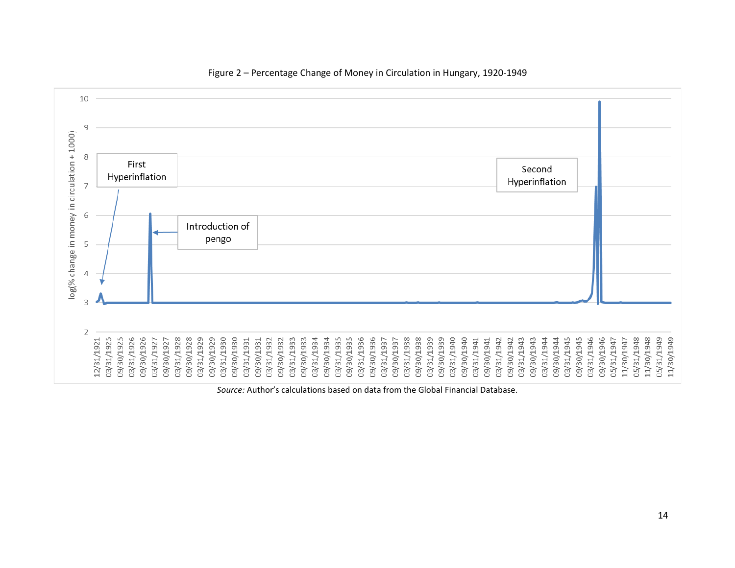Figure 2 – Percentage Change of Money in Circulation in Hungary, 1920-1949

*Source:* Author's calculations based on data from the Global Financial Database.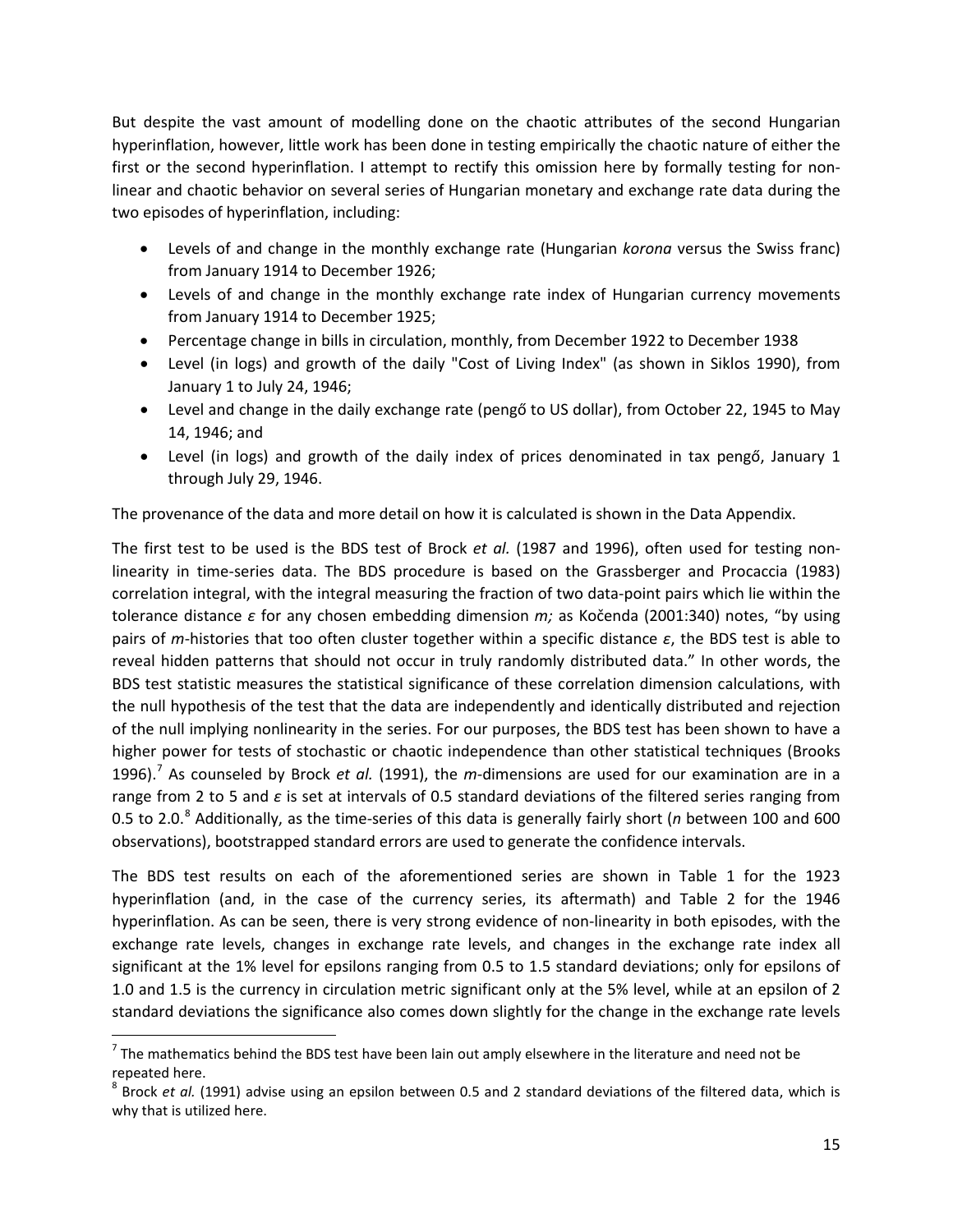But despite the vast amount of modelling done on the chaotic attributes of the second Hungarian hyperinflation, however, little work has been done in testing empirically the chaotic nature of either the first or the second hyperinflation. I attempt to rectify this omission here by formally testing for non-linear and chaotic behavior on several series of Hungarian monetary and exchange rate data during the two episodes of hyperinflation, including:

- Levels of and change in the monthly exchange rate (Hungarian *korona* versus the Swiss franc) from January 1914 to December 1926;
- Levels of and change in the monthly exchange rate index of Hungarian currency movements from January 1914 to December 1925;
- Percentage change in bills in circulation, monthly, from December 1922 to December 1938
- Level (in logs) and growth of the daily "Cost of Living Index" (as shown in Siklos 1990), from January 1 to July 24, 1946;
- Level and change in the daily exchange rate (pengő to US dollar), from October 22, 1945 to May 14, 1946; and
- Level (in logs) and growth of the daily index of prices denominated in tax pengő, January 1 through July 29, 1946.

The provenance of the data and more detail on how it is calculated is shown in the Data Appendix.

The first test to be used is the BDS test of Brock *et al.* (1987 and 1996), often used for testing non-linearity in time-series data. The BDS procedure is based on the Grassberger and Procaccia (1983) correlation integral, with the integral measuring the fraction of two data-point pairs which lie within the tolerance distance $\varepsilon$ for any chosen embedding dimension $m$; as Kočenda (2001:340) notes, "by using pairs of $m$-histories that too often cluster together within a specific distance $\varepsilon$, the BDS test is able to reveal hidden patterns that should not occur in truly randomly distributed data." In other words, the BDS test statistic measures the statistical significance of these correlation dimension calculations, with the null hypothesis of the test that the data are independently and identically distributed and rejection of the null implying nonlinearity in the series. For our purposes, the BDS test has been shown to have a higher power for tests of stochastic or chaotic independence than other statistical techniques (Brooks 1996).[7] As counseled by Brock *et al.* (1991), the $m$-dimensions are used for our examination are in a range from 2 to 5 and $\varepsilon$ is set at intervals of 0.5 standard deviations of the filtered series ranging from 0.5 to 2.0.[8] Additionally, as the time-series of this data is generally fairly short ($n$ between 100 and 600 observations), bootstrapped standard errors are used to generate the confidence intervals.

The BDS test results on each of the aforementioned series are shown in Table 1 for the 1923 hyperinflation (and, in the case of the currency series, its aftermath) and Table 2 for the 1946 hyperinflation. As can be seen, there is very strong evidence of non-linearity in both episodes, with the exchange rate levels, changes in exchange rate levels, and changes in the exchange rate index all significant at the 1% level for epsilons ranging from 0.5 to 1.5 standard deviations; only for epsilons of 1.0 and 1.5 is the currency in circulation metric significant only at the 5% level, while at an epsilon of 2 standard deviations the significance also comes down slightly for the change in the exchange rate levels

---

[7] The mathematics behind the BDS test have been lain out amply elsewhere in the literature and need not be repeated here.

[8] Brock *et al.* (1991) advise using an epsilon between 0.5 and 2 standard deviations of the filtered data, which is why that is utilized here.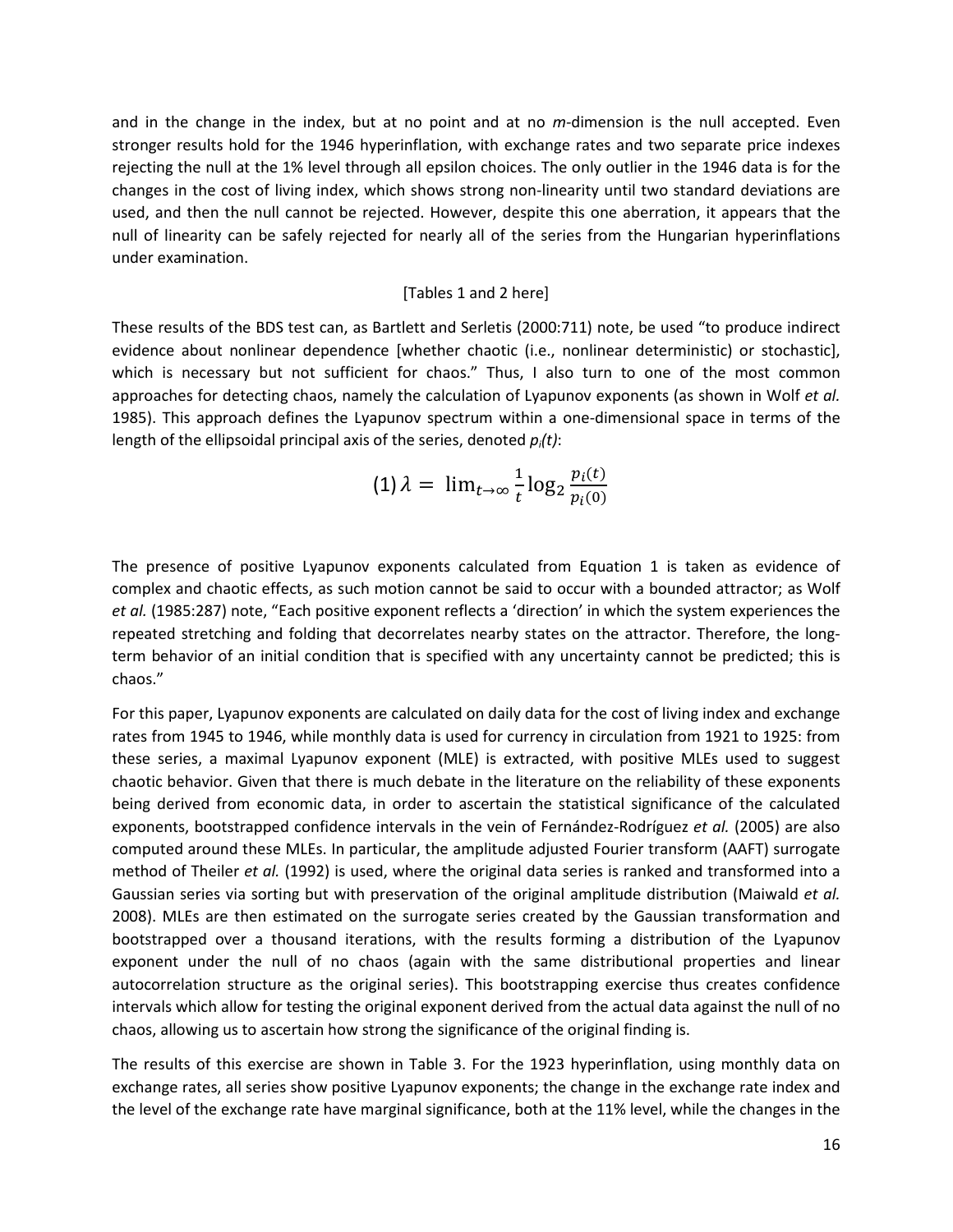and in the change in the index, but at no point and at no *m*-dimension is the null accepted. Even stronger results hold for the 1946 hyperinflation, with exchange rates and two separate price indexes rejecting the null at the 1% level through all epsilon choices. The only outlier in the 1946 data is for the changes in the cost of living index, which shows strong non-linearity until two standard deviations are used, and then the null cannot be rejected. However, despite this one aberration, it appears that the null of linearity can be safely rejected for nearly all of the series from the Hungarian hyperinflations under examination.

[Tables 1 and 2 here]

These results of the BDS test can, as Bartlett and Serletis (2000:711) note, be used "to produce indirect evidence about nonlinear dependence [whether chaotic (i.e., nonlinear deterministic) or stochastic], which is necessary but not sufficient for chaos." Thus, I also turn to one of the most common approaches for detecting chaos, namely the calculation of Lyapunov exponents (as shown in Wolf *et al.* 1985). This approach defines the Lyapunov spectrum within a one-dimensional space in terms of the length of the ellipsoidal principal axis of the series, denoted $p_i(t)$:

$$(1)\ \lambda = \lim_{t\to\infty} \frac{1}{t} \log_2 \frac{p_i(t)}{p_i(0)}$$

The presence of positive Lyapunov exponents calculated from Equation 1 is taken as evidence of complex and chaotic effects, as such motion cannot be said to occur with a bounded attractor; as Wolf *et al.* (1985:287) note, "Each positive exponent reflects a 'direction' in which the system experiences the repeated stretching and folding that decorrelates nearby states on the attractor. Therefore, the long-term behavior of an initial condition that is specified with any uncertainty cannot be predicted; this is chaos."

For this paper, Lyapunov exponents are calculated on daily data for the cost of living index and exchange rates from 1945 to 1946, while monthly data is used for currency in circulation from 1921 to 1925: from these series, a maximal Lyapunov exponent (MLE) is extracted, with positive MLEs used to suggest chaotic behavior. Given that there is much debate in the literature on the reliability of these exponents being derived from economic data, in order to ascertain the statistical significance of the calculated exponents, bootstrapped confidence intervals in the vein of Fernández-Rodríguez *et al.* (2005) are also computed around these MLEs. In particular, the amplitude adjusted Fourier transform (AAFT) surrogate method of Theiler *et al.* (1992) is used, where the original data series is ranked and transformed into a Gaussian series via sorting but with preservation of the original amplitude distribution (Maiwald *et al.* 2008). MLEs are then estimated on the surrogate series created by the Gaussian transformation and bootstrapped over a thousand iterations, with the results forming a distribution of the Lyapunov exponent under the null of no chaos (again with the same distributional properties and linear autocorrelation structure as the original series). This bootstrapping exercise thus creates confidence intervals which allow for testing the original exponent derived from the actual data against the null of no chaos, allowing us to ascertain how strong the significance of the original finding is.

The results of this exercise are shown in Table 3. For the 1923 hyperinflation, using monthly data on exchange rates, all series show positive Lyapunov exponents; the change in the exchange rate index and the level of the exchange rate have marginal significance, both at the 11% level, while the changes in the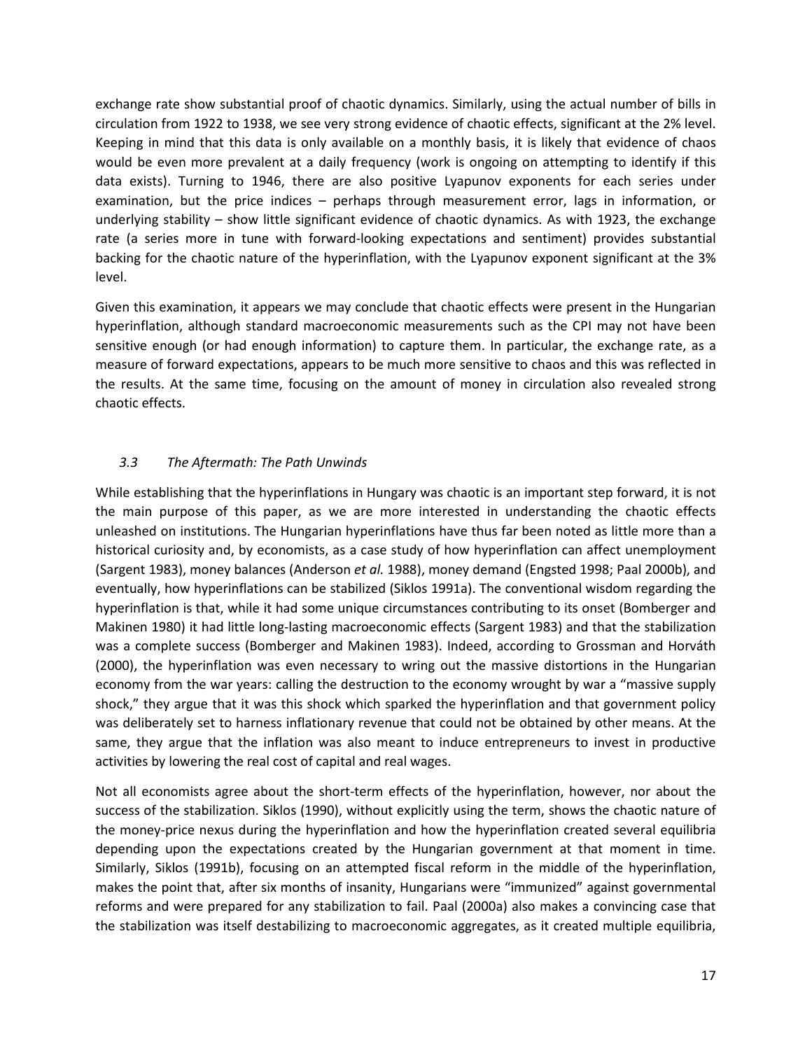exchange rate show substantial proof of chaotic dynamics. Similarly, using the actual number of bills in circulation from 1922 to 1938, we see very strong evidence of chaotic effects, significant at the 2% level. Keeping in mind that this data is only available on a monthly basis, it is likely that evidence of chaos would be even more prevalent at a daily frequency (work is ongoing on attempting to identify if this data exists). Turning to 1946, there are also positive Lyapunov exponents for each series under examination, but the price indices – perhaps through measurement error, lags in information, or underlying stability – show little significant evidence of chaotic dynamics. As with 1923, the exchange rate (a series more in tune with forward-looking expectations and sentiment) provides substantial backing for the chaotic nature of the hyperinflation, with the Lyapunov exponent significant at the 3% level.

Given this examination, it appears we may conclude that chaotic effects were present in the Hungarian hyperinflation, although standard macroeconomic measurements such as the CPI may not have been sensitive enough (or had enough information) to capture them. In particular, the exchange rate, as a measure of forward expectations, appears to be much more sensitive to chaos and this was reflected in the results. At the same time, focusing on the amount of money in circulation also revealed strong chaotic effects.

### *3.3 The Aftermath: The Path Unwinds*

While establishing that the hyperinflations in Hungary was chaotic is an important step forward, it is not the main purpose of this paper, as we are more interested in understanding the chaotic effects unleashed on institutions. The Hungarian hyperinflations have thus far been noted as little more than a historical curiosity and, by economists, as a case study of how hyperinflation can affect unemployment (Sargent 1983), money balances (Anderson *et al.* 1988), money demand (Engsted 1998; Paal 2000b), and eventually, how hyperinflations can be stabilized (Siklos 1991a). The conventional wisdom regarding the hyperinflation is that, while it had some unique circumstances contributing to its onset (Bomberger and Makinen 1980) it had little long-lasting macroeconomic effects (Sargent 1983) and that the stabilization was a complete success (Bomberger and Makinen 1983). Indeed, according to Grossman and Horváth (2000), the hyperinflation was even necessary to wring out the massive distortions in the Hungarian economy from the war years: calling the destruction to the economy wrought by war a "massive supply shock," they argue that it was this shock which sparked the hyperinflation and that government policy was deliberately set to harness inflationary revenue that could not be obtained by other means. At the same, they argue that the inflation was also meant to induce entrepreneurs to invest in productive activities by lowering the real cost of capital and real wages.

Not all economists agree about the short-term effects of the hyperinflation, however, nor about the success of the stabilization. Siklos (1990), without explicitly using the term, shows the chaotic nature of the money-price nexus during the hyperinflation and how the hyperinflation created several equilibria depending upon the expectations created by the Hungarian government at that moment in time. Similarly, Siklos (1991b), focusing on an attempted fiscal reform in the middle of the hyperinflation, makes the point that, after six months of insanity, Hungarians were "immunized" against governmental reforms and were prepared for any stabilization to fail. Paal (2000a) also makes a convincing case that the stabilization was itself destabilizing to macroeconomic aggregates, as it created multiple equilibria,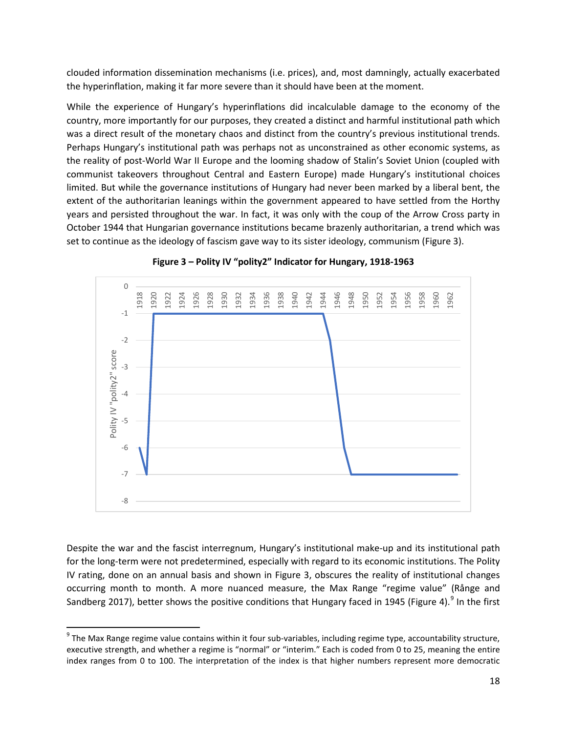clouded information dissemination mechanisms (i.e. prices), and, most damningly, actually exacerbated the hyperinflation, making it far more severe than it should have been at the moment.

While the experience of Hungary's hyperinflations did incalculable damage to the economy of the country, more importantly for our purposes, they created a distinct and harmful institutional path which was a direct result of the monetary chaos and distinct from the country's previous institutional trends. Perhaps Hungary's institutional path was perhaps not as unconstrained as other economic systems, as the reality of post-World War II Europe and the looming shadow of Stalin's Soviet Union (coupled with communist takeovers throughout Central and Eastern Europe) made Hungary's institutional choices limited. But while the governance institutions of Hungary had never been marked by a liberal bent, the extent of the authoritarian leanings within the government appeared to have settled from the Horthy years and persisted throughout the war. In fact, it was only with the coup of the Arrow Cross party in October 1944 that Hungarian governance institutions became brazenly authoritarian, a trend which was set to continue as the ideology of fascism gave way to its sister ideology, communism (Figure 3).

**Figure 3 – Polity IV "polity2" Indicator for Hungary, 1918-1963**

Despite the war and the fascist interregnum, Hungary's institutional make-up and its institutional path for the long-term were not predetermined, especially with regard to its economic institutions. The Polity IV rating, done on an annual basis and shown in Figure 3, obscures the reality of institutional changes occurring month to month. A more nuanced measure, the Max Range "regime value" (Rånge and Sandberg 2017), better shows the positive conditions that Hungary faced in 1945 (Figure 4).[9] In the first

[9] The Max Range regime value contains within it four sub-variables, including regime type, accountability structure, executive strength, and whether a regime is "normal" or "interim." Each is coded from 0 to 25, meaning the entire index ranges from 0 to 100. The interpretation of the index is that higher numbers represent more democratic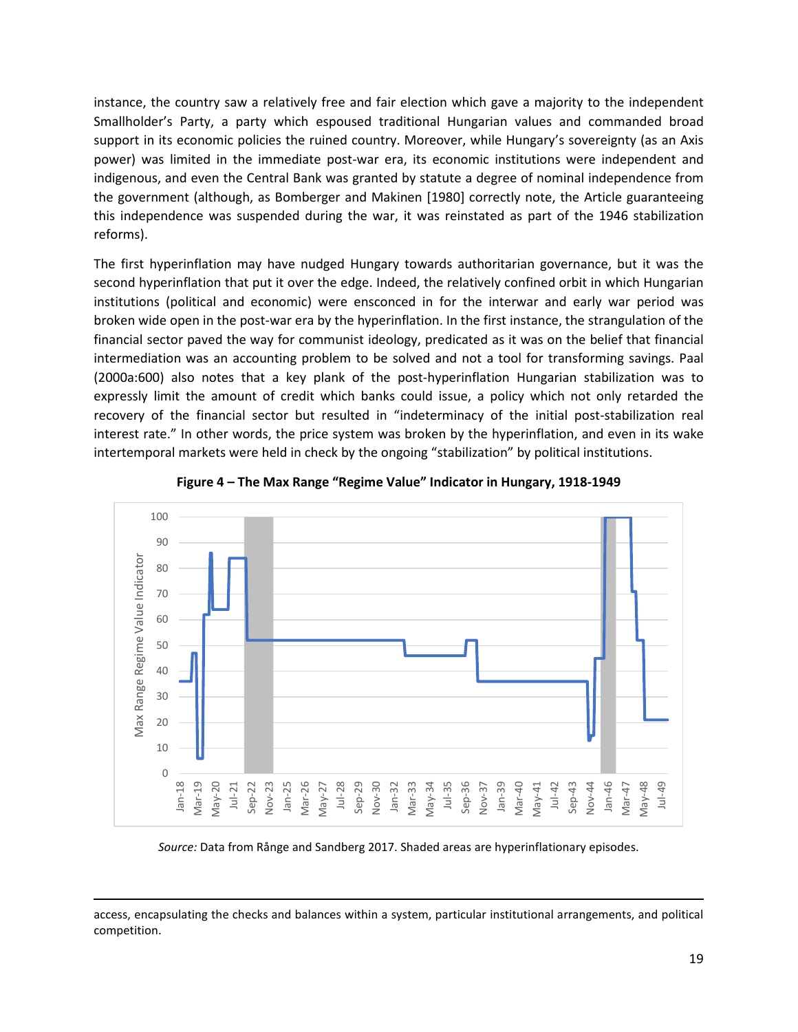instance, the country saw a relatively free and fair election which gave a majority to the independent Smallholder's Party, a party which espoused traditional Hungarian values and commanded broad support in its economic policies the ruined country. Moreover, while Hungary's sovereignty (as an Axis power) was limited in the immediate post-war era, its economic institutions were independent and indigenous, and even the Central Bank was granted by statute a degree of nominal independence from the government (although, as Bomberger and Makinen [1980] correctly note, the Article guaranteeing this independence was suspended during the war, it was reinstated as part of the 1946 stabilization reforms).

The first hyperinflation may have nudged Hungary towards authoritarian governance, but it was the second hyperinflation that put it over the edge. Indeed, the relatively confined orbit in which Hungarian institutions (political and economic) were ensconced in for the interwar and early war period was broken wide open in the post-war era by the hyperinflation. In the first instance, the strangulation of the financial sector paved the way for communist ideology, predicated as it was on the belief that financial intermediation was an accounting problem to be solved and not a tool for transforming savings. Paal (2000a:600) also notes that a key plank of the post-hyperinflation Hungarian stabilization was to expressly limit the amount of credit which banks could issue, a policy which not only retarded the recovery of the financial sector but resulted in "indeterminacy of the initial post-stabilization real interest rate." In other words, the price system was broken by the hyperinflation, and even in its wake intertemporal markets were held in check by the ongoing "stabilization" by political institutions.

**Figure 4 – The Max Range "Regime Value" Indicator in Hungary, 1918-1949**

*Source:* Data from Rånge and Sandberg 2017. Shaded areas are hyperinflationary episodes.

---

access, encapsulating the checks and balances within a system, particular institutional arrangements, and political competition.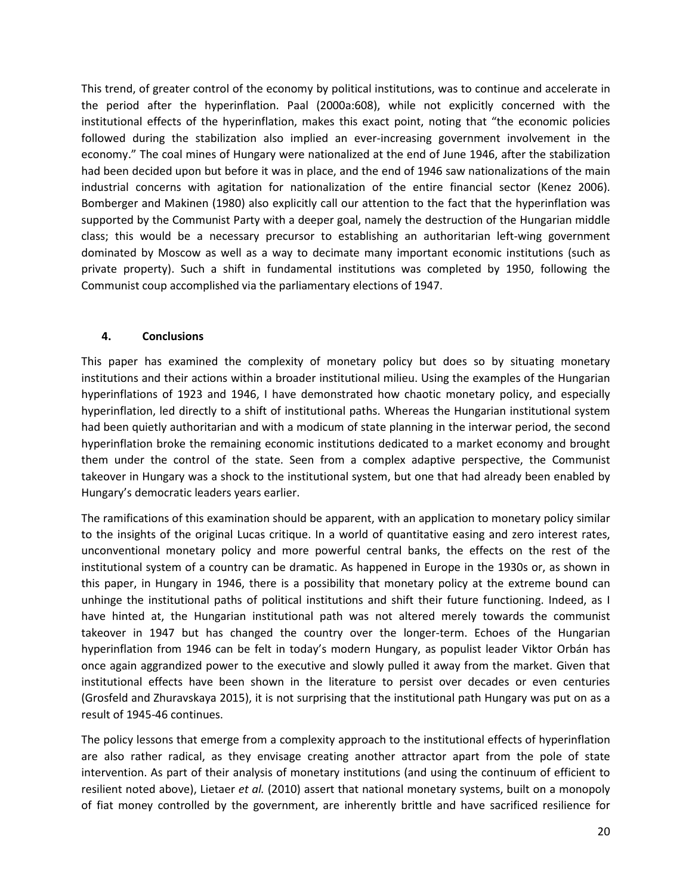This trend, of greater control of the economy by political institutions, was to continue and accelerate in the period after the hyperinflation. Paal (2000a:608), while not explicitly concerned with the institutional effects of the hyperinflation, makes this exact point, noting that "the economic policies followed during the stabilization also implied an ever-increasing government involvement in the economy." The coal mines of Hungary were nationalized at the end of June 1946, after the stabilization had been decided upon but before it was in place, and the end of 1946 saw nationalizations of the main industrial concerns with agitation for nationalization of the entire financial sector (Kenez 2006). Bomberger and Makinen (1980) also explicitly call our attention to the fact that the hyperinflation was supported by the Communist Party with a deeper goal, namely the destruction of the Hungarian middle class; this would be a necessary precursor to establishing an authoritarian left-wing government dominated by Moscow as well as a way to decimate many important economic institutions (such as private property). Such a shift in fundamental institutions was completed by 1950, following the Communist coup accomplished via the parliamentary elections of 1947.

## 4. Conclusions

This paper has examined the complexity of monetary policy but does so by situating monetary institutions and their actions within a broader institutional milieu. Using the examples of the Hungarian hyperinflations of 1923 and 1946, I have demonstrated how chaotic monetary policy, and especially hyperinflation, led directly to a shift of institutional paths. Whereas the Hungarian institutional system had been quietly authoritarian and with a modicum of state planning in the interwar period, the second hyperinflation broke the remaining economic institutions dedicated to a market economy and brought them under the control of the state. Seen from a complex adaptive perspective, the Communist takeover in Hungary was a shock to the institutional system, but one that had already been enabled by Hungary's democratic leaders years earlier.

The ramifications of this examination should be apparent, with an application to monetary policy similar to the insights of the original Lucas critique. In a world of quantitative easing and zero interest rates, unconventional monetary policy and more powerful central banks, the effects on the rest of the institutional system of a country can be dramatic. As happened in Europe in the 1930s or, as shown in this paper, in Hungary in 1946, there is a possibility that monetary policy at the extreme bound can unhinge the institutional paths of political institutions and shift their future functioning. Indeed, as I have hinted at, the Hungarian institutional path was not altered merely towards the communist takeover in 1947 but has changed the country over the longer-term. Echoes of the Hungarian hyperinflation from 1946 can be felt in today's modern Hungary, as populist leader Viktor Orbán has once again aggrandized power to the executive and slowly pulled it away from the market. Given that institutional effects have been shown in the literature to persist over decades or even centuries (Grosfeld and Zhuravskaya 2015), it is not surprising that the institutional path Hungary was put on as a result of 1945-46 continues.

The policy lessons that emerge from a complexity approach to the institutional effects of hyperinflation are also rather radical, as they envisage creating another attractor apart from the pole of state intervention. As part of their analysis of monetary institutions (and using the continuum of efficient to resilient noted above), Lietaer *et al.* (2010) assert that national monetary systems, built on a monopoly of fiat money controlled by the government, are inherently brittle and have sacrificed resilience for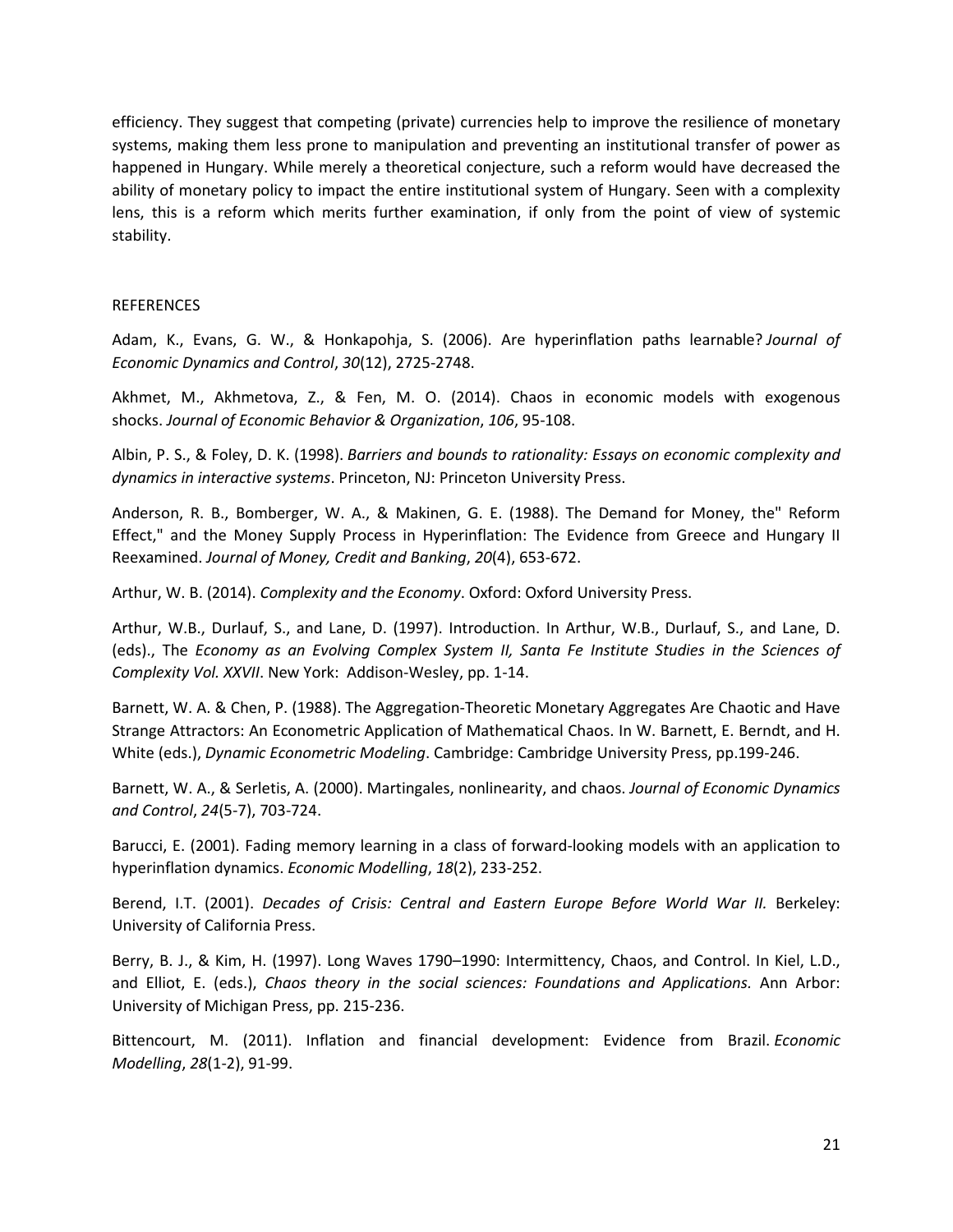efficiency. They suggest that competing (private) currencies help to improve the resilience of monetary systems, making them less prone to manipulation and preventing an institutional transfer of power as happened in Hungary. While merely a theoretical conjecture, such a reform would have decreased the ability of monetary policy to impact the entire institutional system of Hungary. Seen with a complexity lens, this is a reform which merits further examination, if only from the point of view of systemic stability.

## REFERENCES

Adam, K., Evans, G. W., & Honkapohja, S. (2006). Are hyperinflation paths learnable? *Journal of Economic Dynamics and Control*, *30*(12), 2725-2748.

Akhmet, M., Akhmetova, Z., & Fen, M. O. (2014). Chaos in economic models with exogenous shocks. *Journal of Economic Behavior & Organization*, *106*, 95-108.

Albin, P. S., & Foley, D. K. (1998). *Barriers and bounds to rationality: Essays on economic complexity and dynamics in interactive systems*. Princeton, NJ: Princeton University Press.

Anderson, R. B., Bomberger, W. A., & Makinen, G. E. (1988). The Demand for Money, the" Reform Effect," and the Money Supply Process in Hyperinflation: The Evidence from Greece and Hungary II Reexamined. *Journal of Money, Credit and Banking*, *20*(4), 653-672.

Arthur, W. B. (2014). *Complexity and the Economy*. Oxford: Oxford University Press.

Arthur, W.B., Durlauf, S., and Lane, D. (1997). Introduction. In Arthur, W.B., Durlauf, S., and Lane, D. (eds)., The *Economy as an Evolving Complex System II, Santa Fe Institute Studies in the Sciences of Complexity Vol. XXVII*. New York: Addison-Wesley, pp. 1-14.

Barnett, W. A. & Chen, P. (1988). The Aggregation-Theoretic Monetary Aggregates Are Chaotic and Have Strange Attractors: An Econometric Application of Mathematical Chaos. In W. Barnett, E. Berndt, and H. White (eds.), *Dynamic Econometric Modeling*. Cambridge: Cambridge University Press, pp.199-246.

Barnett, W. A., & Serletis, A. (2000). Martingales, nonlinearity, and chaos. *Journal of Economic Dynamics and Control*, *24*(5-7), 703-724.

Barucci, E. (2001). Fading memory learning in a class of forward-looking models with an application to hyperinflation dynamics. *Economic Modelling*, *18*(2), 233-252.

Berend, I.T. (2001). *Decades of Crisis: Central and Eastern Europe Before World War II.* Berkeley: University of California Press.

Berry, B. J., & Kim, H. (1997). Long Waves 1790–1990: Intermittency, Chaos, and Control. In Kiel, L.D., and Elliot, E. (eds.), *Chaos theory in the social sciences: Foundations and Applications.* Ann Arbor: University of Michigan Press, pp. 215-236.

Bittencourt, M. (2011). Inflation and financial development: Evidence from Brazil. *Economic Modelling*, *28*(1-2), 91-99.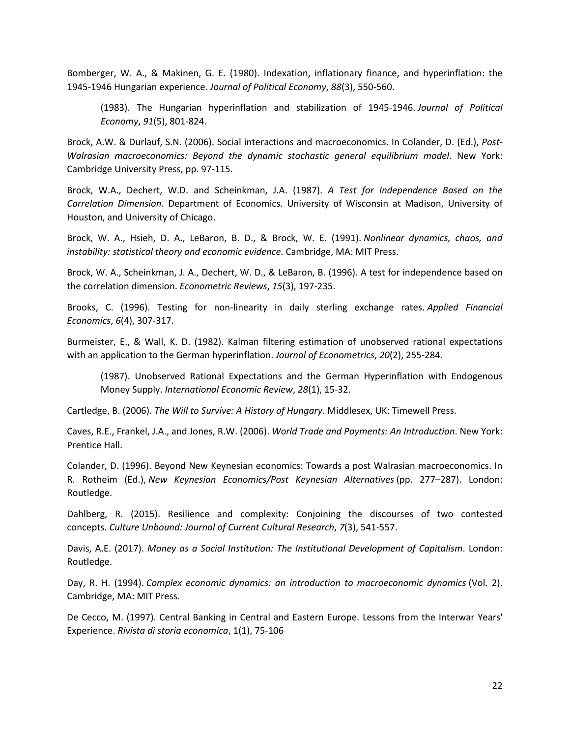Bomberger, W. A., & Makinen, G. E. (1980). Indexation, inflationary finance, and hyperinflation: the 1945-1946 Hungarian experience. *Journal of Political Economy*, *88*(3), 550-560.

> (1983). The Hungarian hyperinflation and stabilization of 1945-1946. *Journal of Political Economy*, *91*(5), 801-824.

Brock, A.W. & Durlauf, S.N. (2006). Social interactions and macroeconomics. In Colander, D. (Ed.), *Post-Walrasian macroeconomics: Beyond the dynamic stochastic general equilibrium model*. New York: Cambridge University Press, pp. 97-115.

Brock, W.A., Dechert, W.D. and Scheinkman, J.A. (1987). *A Test for Independence Based on the Correlation Dimension*. Department of Economics. University of Wisconsin at Madison, University of Houston, and University of Chicago.

Brock, W. A., Hsieh, D. A., LeBaron, B. D., & Brock, W. E. (1991). *Nonlinear dynamics, chaos, and instability: statistical theory and economic evidence*. Cambridge, MA: MIT Press.

Brock, W. A., Scheinkman, J. A., Dechert, W. D., & LeBaron, B. (1996). A test for independence based on the correlation dimension. *Econometric Reviews*, *15*(3), 197-235.

Brooks, C. (1996). Testing for non-linearity in daily sterling exchange rates. *Applied Financial Economics*, *6*(4), 307-317.

Burmeister, E., & Wall, K. D. (1982). Kalman filtering estimation of unobserved rational expectations with an application to the German hyperinflation. *Journal of Econometrics*, *20*(2), 255-284.

> (1987). Unobserved Rational Expectations and the German Hyperinflation with Endogenous Money Supply. *International Economic Review*, *28*(1), 15-32.

Cartledge, B. (2006). *The Will to Survive: A History of Hungary*. Middlesex, UK: Timewell Press.

Caves, R.E., Frankel, J.A., and Jones, R.W. (2006). *World Trade and Payments: An Introduction*. New York: Prentice Hall.

Colander, D. (1996). Beyond New Keynesian economics: Towards a post Walrasian macroeconomics. In R. Rotheim (Ed.), *New Keynesian Economics/Post Keynesian Alternatives* (pp. 277–287). London: Routledge.

Dahlberg, R. (2015). Resilience and complexity: Conjoining the discourses of two contested concepts. *Culture Unbound: Journal of Current Cultural Research*, *7*(3), 541-557.

Davis, A.E. (2017). *Money as a Social Institution: The Institutional Development of Capitalism*. London: Routledge.

Day, R. H. (1994). *Complex economic dynamics: an introduction to macroeconomic dynamics* (Vol. 2). Cambridge, MA: MIT Press.

De Cecco, M. (1997). Central Banking in Central and Eastern Europe. Lessons from the Interwar Years' Experience. *Rivista di storia economica*, 1(1), 75-106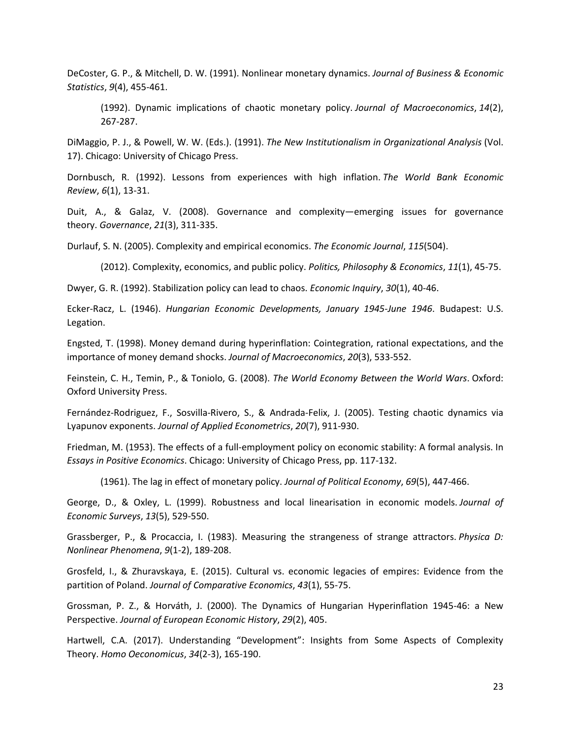DeCoster, G. P., & Mitchell, D. W. (1991). Nonlinear monetary dynamics. *Journal of Business & Economic Statistics*, *9*(4), 455-461.

(1992). Dynamic implications of chaotic monetary policy. *Journal of Macroeconomics*, *14*(2), 267-287.

DiMaggio, P. J., & Powell, W. W. (Eds.). (1991). *The New Institutionalism in Organizational Analysis* (Vol. 17). Chicago: University of Chicago Press.

Dornbusch, R. (1992). Lessons from experiences with high inflation. *The World Bank Economic Review*, *6*(1), 13-31.

Duit, A., & Galaz, V. (2008). Governance and complexity—emerging issues for governance theory. *Governance*, *21*(3), 311-335.

Durlauf, S. N. (2005). Complexity and empirical economics. *The Economic Journal*, *115*(504).

(2012). Complexity, economics, and public policy. *Politics, Philosophy & Economics*, *11*(1), 45-75.

Dwyer, G. R. (1992). Stabilization policy can lead to chaos. *Economic Inquiry*, *30*(1), 40-46.

Ecker-Racz, L. (1946). *Hungarian Economic Developments, January 1945-June 1946*. Budapest: U.S. Legation.

Engsted, T. (1998). Money demand during hyperinflation: Cointegration, rational expectations, and the importance of money demand shocks. *Journal of Macroeconomics*, *20*(3), 533-552.

Feinstein, C. H., Temin, P., & Toniolo, G. (2008). *The World Economy Between the World Wars*. Oxford: Oxford University Press.

Fernández-Rodriguez, F., Sosvilla-Rivero, S., & Andrada-Felix, J. (2005). Testing chaotic dynamics via Lyapunov exponents. *Journal of Applied Econometrics*, *20*(7), 911-930.

Friedman, M. (1953). The effects of a full-employment policy on economic stability: A formal analysis. In *Essays in Positive Economics*. Chicago: University of Chicago Press, pp. 117-132.

(1961). The lag in effect of monetary policy. *Journal of Political Economy*, *69*(5), 447-466.

George, D., & Oxley, L. (1999). Robustness and local linearisation in economic models. *Journal of Economic Surveys*, *13*(5), 529-550.

Grassberger, P., & Procaccia, I. (1983). Measuring the strangeness of strange attractors. *Physica D: Nonlinear Phenomena*, *9*(1-2), 189-208.

Grosfeld, I., & Zhuravskaya, E. (2015). Cultural vs. economic legacies of empires: Evidence from the partition of Poland. *Journal of Comparative Economics*, *43*(1), 55-75.

Grossman, P. Z., & Horváth, J. (2000). The Dynamics of Hungarian Hyperinflation 1945-46: a New Perspective. *Journal of European Economic History*, *29*(2), 405.

Hartwell, C.A. (2017). Understanding "Development": Insights from Some Aspects of Complexity Theory. *Homo Oeconomicus*, *34*(2-3), 165-190.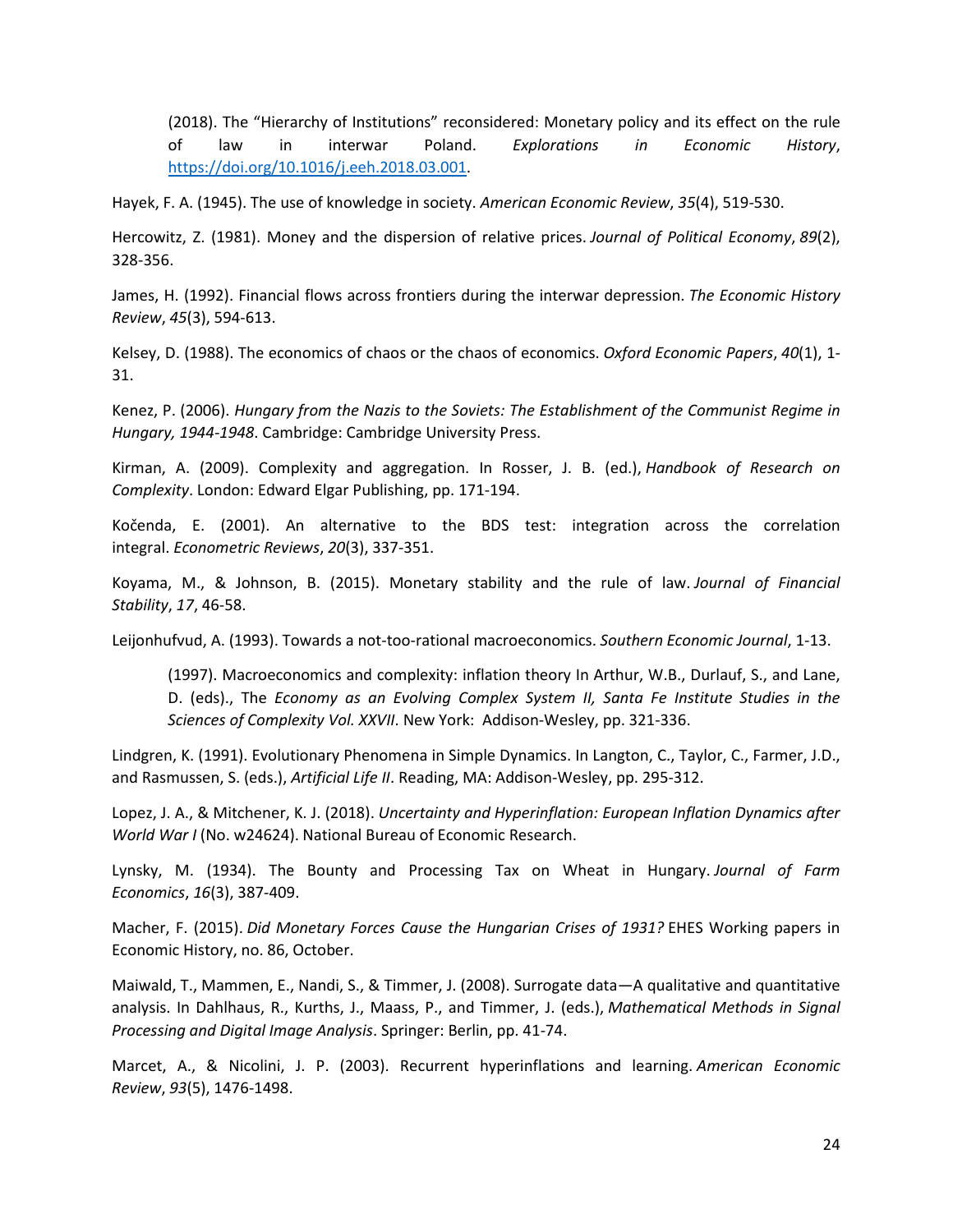(2018). The "Hierarchy of Institutions" reconsidered: Monetary policy and its effect on the rule of law in interwar Poland. *Explorations in Economic History*, https://doi.org/10.1016/j.eeh.2018.03.001.

Hayek, F. A. (1945). The use of knowledge in society. *American Economic Review*, *35*(4), 519-530.

Hercowitz, Z. (1981). Money and the dispersion of relative prices. *Journal of Political Economy*, *89*(2), 328-356.

James, H. (1992). Financial flows across frontiers during the interwar depression. *The Economic History Review*, *45*(3), 594-613.

Kelsey, D. (1988). The economics of chaos or the chaos of economics. *Oxford Economic Papers*, *40*(1), 1-31.

Kenez, P. (2006). *Hungary from the Nazis to the Soviets: The Establishment of the Communist Regime in Hungary, 1944-1948*. Cambridge: Cambridge University Press.

Kirman, A. (2009). Complexity and aggregation. In Rosser, J. B. (ed.), *Handbook of Research on Complexity*. London: Edward Elgar Publishing, pp. 171-194.

Kočenda, E. (2001). An alternative to the BDS test: integration across the correlation integral. *Econometric Reviews*, *20*(3), 337-351.

Koyama, M., & Johnson, B. (2015). Monetary stability and the rule of law. *Journal of Financial Stability*, *17*, 46-58.

Leijonhufvud, A. (1993). Towards a not-too-rational macroeconomics. *Southern Economic Journal*, 1-13.

(1997). Macroeconomics and complexity: inflation theory In Arthur, W.B., Durlauf, S., and Lane, D. (eds)., The *Economy as an Evolving Complex System II, Santa Fe Institute Studies in the Sciences of Complexity Vol. XXVII*. New York: Addison-Wesley, pp. 321-336.

Lindgren, K. (1991). Evolutionary Phenomena in Simple Dynamics. In Langton, C., Taylor, C., Farmer, J.D., and Rasmussen, S. (eds.), *Artificial Life II*. Reading, MA: Addison-Wesley, pp. 295-312.

Lopez, J. A., & Mitchener, K. J. (2018). *Uncertainty and Hyperinflation: European Inflation Dynamics after World War I* (No. w24624). National Bureau of Economic Research.

Lynsky, M. (1934). The Bounty and Processing Tax on Wheat in Hungary. *Journal of Farm Economics*, *16*(3), 387-409.

Macher, F. (2015). *Did Monetary Forces Cause the Hungarian Crises of 1931?* EHES Working papers in Economic History, no. 86, October.

Maiwald, T., Mammen, E., Nandi, S., & Timmer, J. (2008). Surrogate data—A qualitative and quantitative analysis. In Dahlhaus, R., Kurths, J., Maass, P., and Timmer, J. (eds.), *Mathematical Methods in Signal Processing and Digital Image Analysis*. Springer: Berlin, pp. 41-74.

Marcet, A., & Nicolini, J. P. (2003). Recurrent hyperinflations and learning. *American Economic Review*, *93*(5), 1476-1498.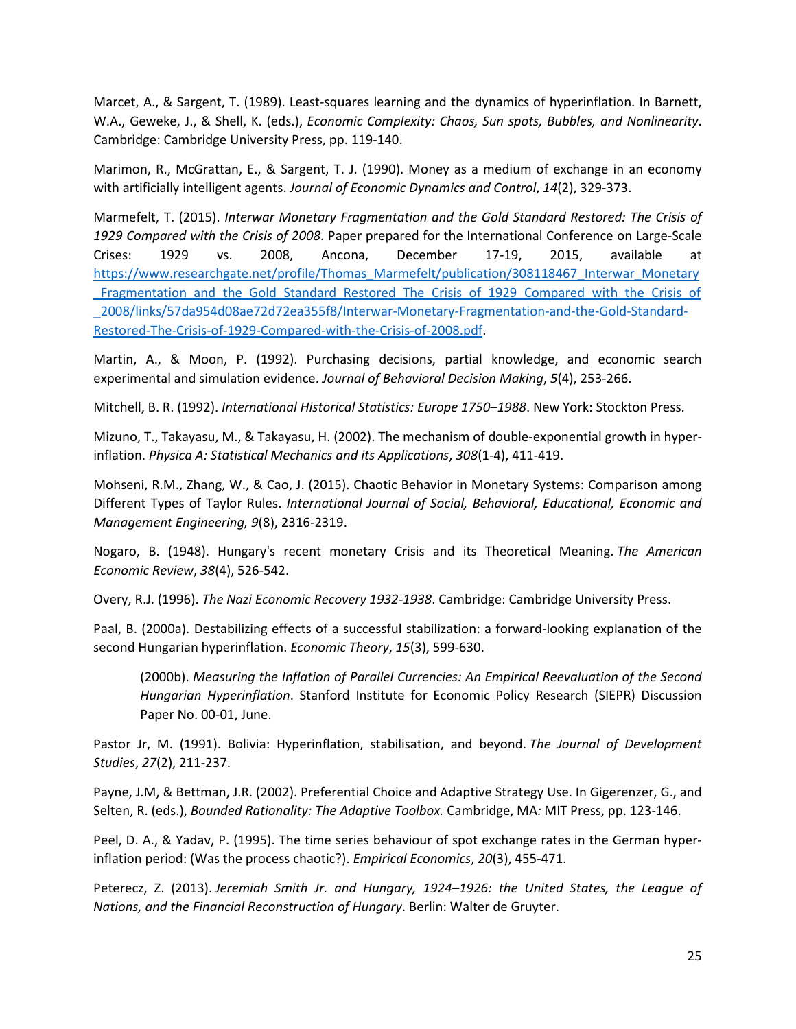Marcet, A., & Sargent, T. (1989). Least-squares learning and the dynamics of hyperinflation. In Barnett, W.A., Geweke, J., & Shell, K. (eds.), *Economic Complexity: Chaos, Sun spots, Bubbles, and Nonlinearity*. Cambridge: Cambridge University Press, pp. 119-140.

Marimon, R., McGrattan, E., & Sargent, T. J. (1990). Money as a medium of exchange in an economy with artificially intelligent agents. *Journal of Economic Dynamics and Control*, *14*(2), 329-373.

Marmefelt, T. (2015). *Interwar Monetary Fragmentation and the Gold Standard Restored: The Crisis of 1929 Compared with the Crisis of 2008*. Paper prepared for the International Conference on Large-Scale Crises: 1929 vs. 2008, Ancona, December 17-19, 2015, available at https://www.researchgate.net/profile/Thomas_Marmefelt/publication/308118467_Interwar_Monetary_Fragmentation_and_the_Gold_Standard_Restored_The_Crisis_of_1929_Compared_with_the_Crisis_of_2008/links/57da954d08ae72d72ea355f8/Interwar-Monetary-Fragmentation-and-the-Gold-Standard-Restored-The-Crisis-of-1929-Compared-with-the-Crisis-of-2008.pdf.

Martin, A., & Moon, P. (1992). Purchasing decisions, partial knowledge, and economic search experimental and simulation evidence. *Journal of Behavioral Decision Making*, *5*(4), 253-266.

Mitchell, B. R. (1992). *International Historical Statistics: Europe 1750–1988*. New York: Stockton Press.

Mizuno, T., Takayasu, M., & Takayasu, H. (2002). The mechanism of double-exponential growth in hyper-inflation. *Physica A: Statistical Mechanics and its Applications*, *308*(1-4), 411-419.

Mohseni, R.M., Zhang, W., & Cao, J. (2015). Chaotic Behavior in Monetary Systems: Comparison among Different Types of Taylor Rules. *International Journal of Social, Behavioral, Educational, Economic and Management Engineering, 9*(8), 2316-2319.

Nogaro, B. (1948). Hungary's recent monetary Crisis and its Theoretical Meaning. *The American Economic Review*, *38*(4), 526-542.

Overy, R.J. (1996). *The Nazi Economic Recovery 1932-1938*. Cambridge: Cambridge University Press.

Paal, B. (2000a). Destabilizing effects of a successful stabilization: a forward-looking explanation of the second Hungarian hyperinflation. *Economic Theory*, *15*(3), 599-630.

(2000b). *Measuring the Inflation of Parallel Currencies: An Empirical Reevaluation of the Second Hungarian Hyperinflation*. Stanford Institute for Economic Policy Research (SIEPR) Discussion Paper No. 00-01, June.

Pastor Jr, M. (1991). Bolivia: Hyperinflation, stabilisation, and beyond. *The Journal of Development Studies*, *27*(2), 211-237.

Payne, J.M, & Bettman, J.R. (2002). Preferential Choice and Adaptive Strategy Use. In Gigerenzer, G., and Selten, R. (eds.), *Bounded Rationality: The Adaptive Toolbox.* Cambridge, MA*:* MIT Press, pp. 123-146.

Peel, D. A., & Yadav, P. (1995). The time series behaviour of spot exchange rates in the German hyper-inflation period: (Was the process chaotic?). *Empirical Economics*, *20*(3), 455-471.

Peterecz, Z. (2013). *Jeremiah Smith Jr. and Hungary, 1924–1926: the United States, the League of Nations, and the Financial Reconstruction of Hungary*. Berlin: Walter de Gruyter.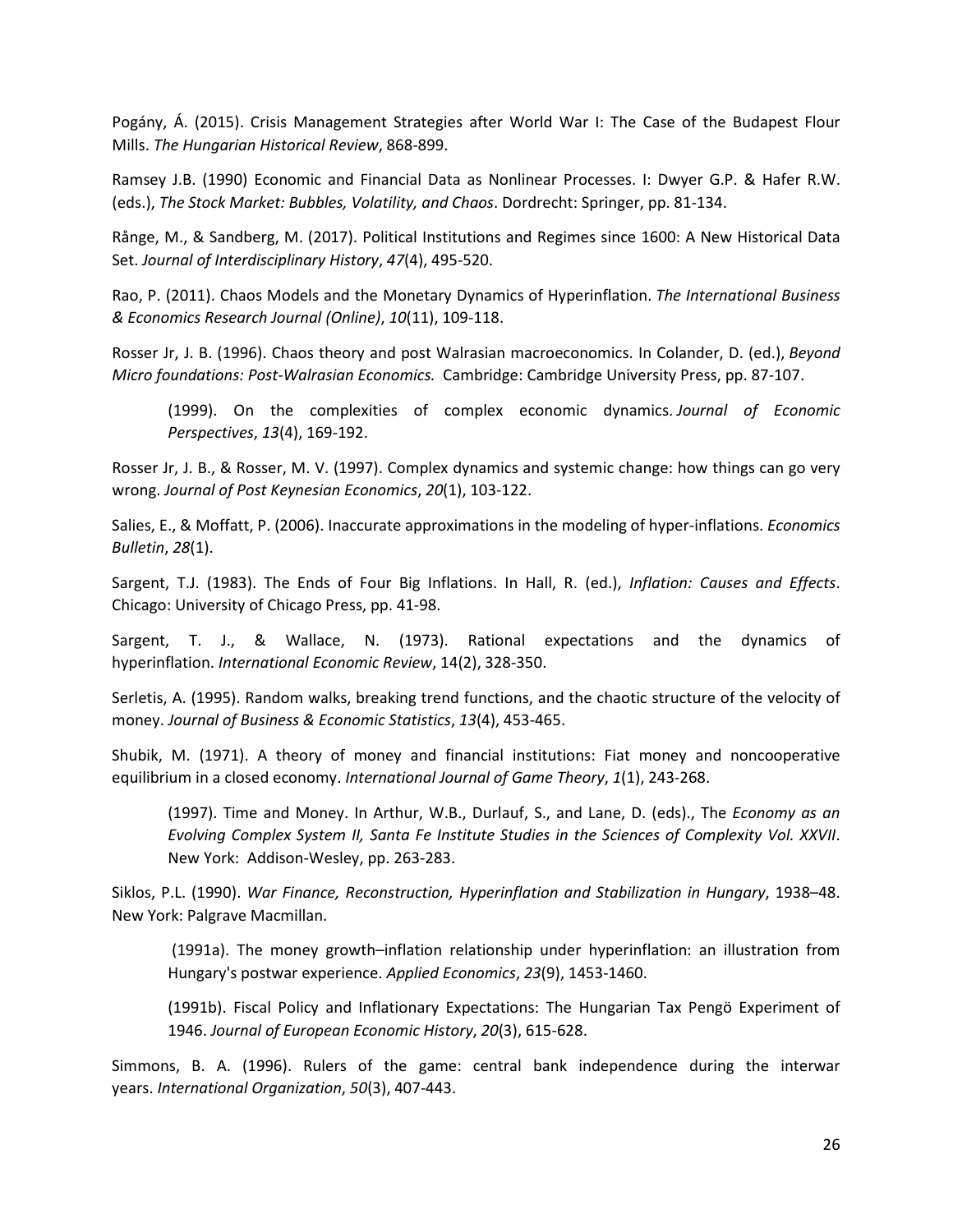Pogány, Á. (2015). Crisis Management Strategies after World War I: The Case of the Budapest Flour Mills. *The Hungarian Historical Review*, 868-899.

Ramsey J.B. (1990) Economic and Financial Data as Nonlinear Processes. I: Dwyer G.P. & Hafer R.W. (eds.), *The Stock Market: Bubbles, Volatility, and Chaos*. Dordrecht: Springer, pp. 81-134.

Rånge, M., & Sandberg, M. (2017). Political Institutions and Regimes since 1600: A New Historical Data Set. *Journal of Interdisciplinary History*, *47*(4), 495-520.

Rao, P. (2011). Chaos Models and the Monetary Dynamics of Hyperinflation. *The International Business & Economics Research Journal (Online)*, *10*(11), 109-118.

Rosser Jr, J. B. (1996). Chaos theory and post Walrasian macroeconomics. In Colander, D. (ed.), *Beyond Micro foundations: Post-Walrasian Economics.* Cambridge: Cambridge University Press, pp. 87-107.

> (1999). On the complexities of complex economic dynamics. *Journal of Economic Perspectives*, *13*(4), 169-192.

Rosser Jr, J. B., & Rosser, M. V. (1997). Complex dynamics and systemic change: how things can go very wrong. *Journal of Post Keynesian Economics*, *20*(1), 103-122.

Salies, E., & Moffatt, P. (2006). Inaccurate approximations in the modeling of hyper-inflations. *Economics Bulletin*, *28*(1).

Sargent, T.J. (1983). The Ends of Four Big Inflations. In Hall, R. (ed.), *Inflation: Causes and Effects*. Chicago: University of Chicago Press, pp. 41-98.

Sargent, T. J., & Wallace, N. (1973). Rational expectations and the dynamics of hyperinflation. *International Economic Review*, 14(2), 328-350.

Serletis, A. (1995). Random walks, breaking trend functions, and the chaotic structure of the velocity of money. *Journal of Business & Economic Statistics*, *13*(4), 453-465.

Shubik, M. (1971). A theory of money and financial institutions: Fiat money and noncooperative equilibrium in a closed economy. *International Journal of Game Theory*, *1*(1), 243-268.

> (1997). Time and Money. In Arthur, W.B., Durlauf, S., and Lane, D. (eds)., The *Economy as an Evolving Complex System II, Santa Fe Institute Studies in the Sciences of Complexity Vol. XXVII*. New York: Addison-Wesley, pp. 263-283.

Siklos, P.L. (1990). *War Finance, Reconstruction, Hyperinflation and Stabilization in Hungary*, 1938–48. New York: Palgrave Macmillan.

> (1991a). The money growth–inflation relationship under hyperinflation: an illustration from Hungary's postwar experience. *Applied Economics*, *23*(9), 1453-1460.

> (1991b). Fiscal Policy and Inflationary Expectations: The Hungarian Tax Pengö Experiment of 1946. *Journal of European Economic History*, *20*(3), 615-628.

Simmons, B. A. (1996). Rulers of the game: central bank independence during the interwar years. *International Organization*, *50*(3), 407-443.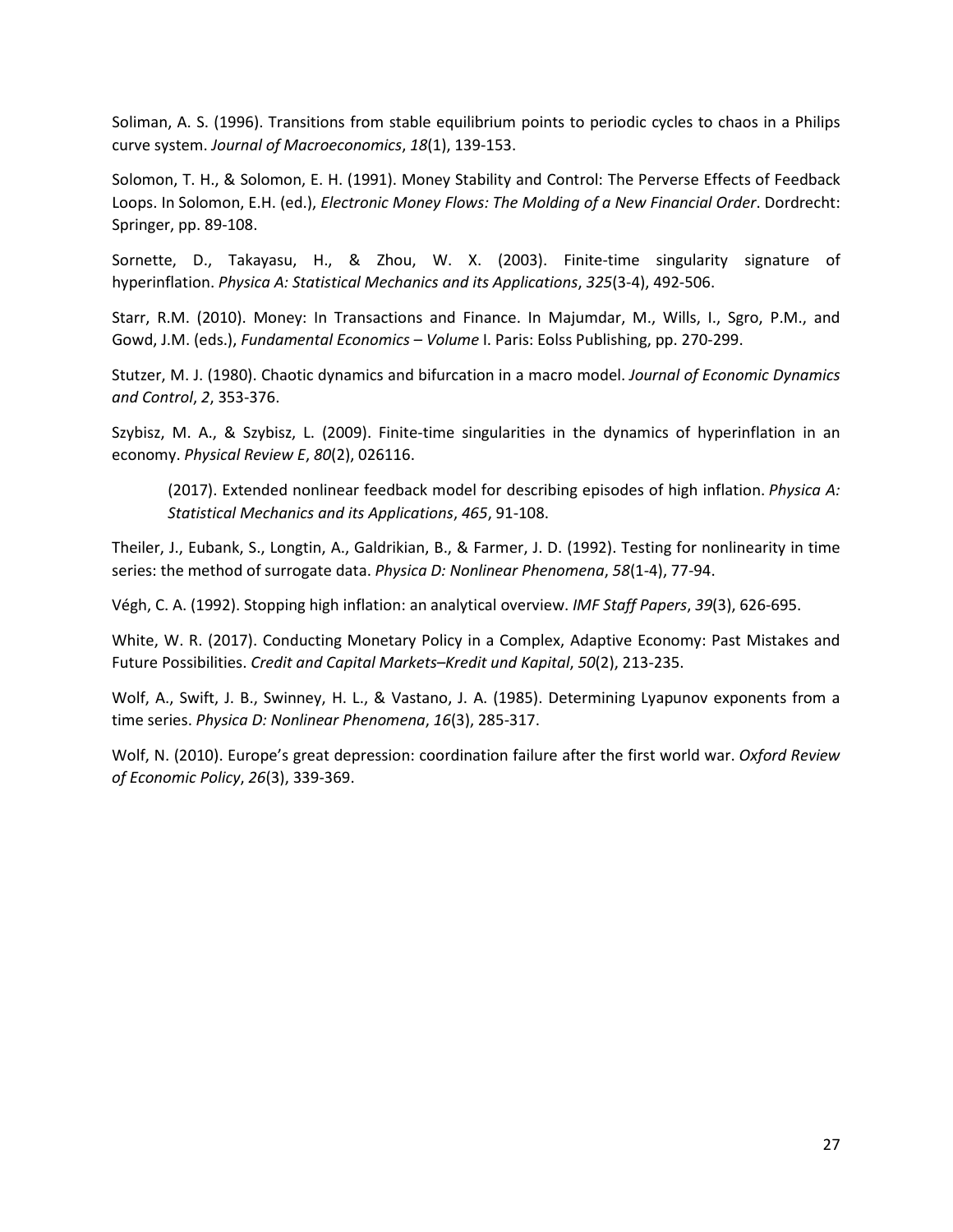Soliman, A. S. (1996). Transitions from stable equilibrium points to periodic cycles to chaos in a Philips curve system. *Journal of Macroeconomics*, *18*(1), 139-153.

Solomon, T. H., & Solomon, E. H. (1991). Money Stability and Control: The Perverse Effects of Feedback Loops. In Solomon, E.H. (ed.), *Electronic Money Flows: The Molding of a New Financial Order*. Dordrecht: Springer, pp. 89-108.

Sornette, D., Takayasu, H., & Zhou, W. X. (2003). Finite-time singularity signature of hyperinflation. *Physica A: Statistical Mechanics and its Applications*, *325*(3-4), 492-506.

Starr, R.M. (2010). Money: In Transactions and Finance. In Majumdar, M., Wills, I., Sgro, P.M., and Gowd, J.M. (eds.), *Fundamental Economics – Volume* I. Paris: Eolss Publishing, pp. 270-299.

Stutzer, M. J. (1980). Chaotic dynamics and bifurcation in a macro model. *Journal of Economic Dynamics and Control*, *2*, 353-376.

Szybisz, M. A., & Szybisz, L. (2009). Finite-time singularities in the dynamics of hyperinflation in an economy. *Physical Review E*, *80*(2), 026116.

(2017). Extended nonlinear feedback model for describing episodes of high inflation. *Physica A: Statistical Mechanics and its Applications*, *465*, 91-108.

Theiler, J., Eubank, S., Longtin, A., Galdrikian, B., & Farmer, J. D. (1992). Testing for nonlinearity in time series: the method of surrogate data. *Physica D: Nonlinear Phenomena*, *58*(1-4), 77-94.

Végh, C. A. (1992). Stopping high inflation: an analytical overview. *IMF Staff Papers*, *39*(3), 626-695.

White, W. R. (2017). Conducting Monetary Policy in a Complex, Adaptive Economy: Past Mistakes and Future Possibilities. *Credit and Capital Markets–Kredit und Kapital*, *50*(2), 213-235.

Wolf, A., Swift, J. B., Swinney, H. L., & Vastano, J. A. (1985). Determining Lyapunov exponents from a time series. *Physica D: Nonlinear Phenomena*, *16*(3), 285-317.

Wolf, N. (2010). Europe's great depression: coordination failure after the first world war. *Oxford Review of Economic Policy*, *26*(3), 339-369.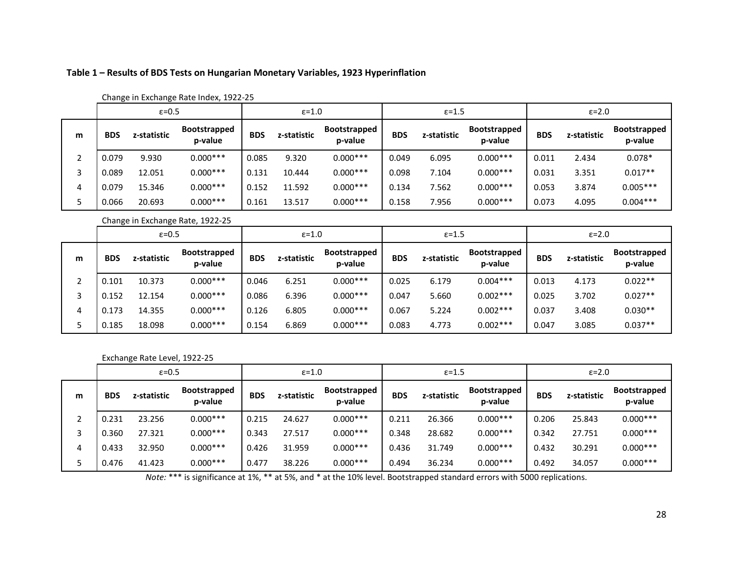**Table 1 – Results of BDS Tests on Hungarian Monetary Variables, 1923 Hyperinflation**

Change in Exchange Rate Index, 1922-25

| | ε=0.5 | | | ε=1.0 | | | ε=1.5 | | | ε=2.0 | | |
|---|---|---|---|---|---|---|---|---|---|---|---|---|
| **m** | **BDS** | **z-statistic** | **Bootstrapped p-value** | **BDS** | **z-statistic** | **Bootstrapped p-value** | **BDS** | **z-statistic** | **Bootstrapped p-value** | **BDS** | **z-statistic** | **Bootstrapped p-value** |
| 2 | 0.079 | 9.930 | 0.000*** | 0.085 | 9.320 | 0.000*** | 0.049 | 6.095 | 0.000*** | 0.011 | 2.434 | 0.078* |
| 3 | 0.089 | 12.051 | 0.000*** | 0.131 | 10.444 | 0.000*** | 0.098 | 7.104 | 0.000*** | 0.031 | 3.351 | 0.017** |
| 4 | 0.079 | 15.346 | 0.000*** | 0.152 | 11.592 | 0.000*** | 0.134 | 7.562 | 0.000*** | 0.053 | 3.874 | 0.005*** |
| 5 | 0.066 | 20.693 | 0.000*** | 0.161 | 13.517 | 0.000*** | 0.158 | 7.956 | 0.000*** | 0.073 | 4.095 | 0.004*** |

Change in Exchange Rate, 1922-25

| | ε=0.5 | | | ε=1.0 | | | ε=1.5 | | | ε=2.0 | | |
|---|---|---|---|---|---|---|---|---|---|---|---|---|
| **m** | **BDS** | **z-statistic** | **Bootstrapped p-value** | **BDS** | **z-statistic** | **Bootstrapped p-value** | **BDS** | **z-statistic** | **Bootstrapped p-value** | **BDS** | **z-statistic** | **Bootstrapped p-value** |
| 2 | 0.101 | 10.373 | 0.000*** | 0.046 | 6.251 | 0.000*** | 0.025 | 6.179 | 0.004*** | 0.013 | 4.173 | 0.022** |
| 3 | 0.152 | 12.154 | 0.000*** | 0.086 | 6.396 | 0.000*** | 0.047 | 5.660 | 0.002*** | 0.025 | 3.702 | 0.027** |
| 4 | 0.173 | 14.355 | 0.000*** | 0.126 | 6.805 | 0.000*** | 0.067 | 5.224 | 0.002*** | 0.037 | 3.408 | 0.030** |
| 5 | 0.185 | 18.098 | 0.000*** | 0.154 | 6.869 | 0.000*** | 0.083 | 4.773 | 0.002*** | 0.047 | 3.085 | 0.037** |

Exchange Rate Level, 1922-25

| | ε=0.5 | | | ε=1.0 | | | ε=1.5 | | | ε=2.0 | | |
|---|---|---|---|---|---|---|---|---|---|---|---|---|
| **m** | **BDS** | **z-statistic** | **Bootstrapped p-value** | **BDS** | **z-statistic** | **Bootstrapped p-value** | **BDS** | **z-statistic** | **Bootstrapped p-value** | **BDS** | **z-statistic** | **Bootstrapped p-value** |
| 2 | 0.231 | 23.256 | 0.000*** | 0.215 | 24.627 | 0.000*** | 0.211 | 26.366 | 0.000*** | 0.206 | 25.843 | 0.000*** |
| 3 | 0.360 | 27.321 | 0.000*** | 0.343 | 27.517 | 0.000*** | 0.348 | 28.682 | 0.000*** | 0.342 | 27.751 | 0.000*** |
| 4 | 0.433 | 32.950 | 0.000*** | 0.426 | 31.959 | 0.000*** | 0.436 | 31.749 | 0.000*** | 0.432 | 30.291 | 0.000*** |
| 5 | 0.476 | 41.423 | 0.000*** | 0.477 | 38.226 | 0.000*** | 0.494 | 36.234 | 0.000*** | 0.492 | 34.057 | 0.000*** |

*Note:* *** is significance at 1%, ** at 5%, and * at the 10% level. Bootstrapped standard errors with 5000 replications.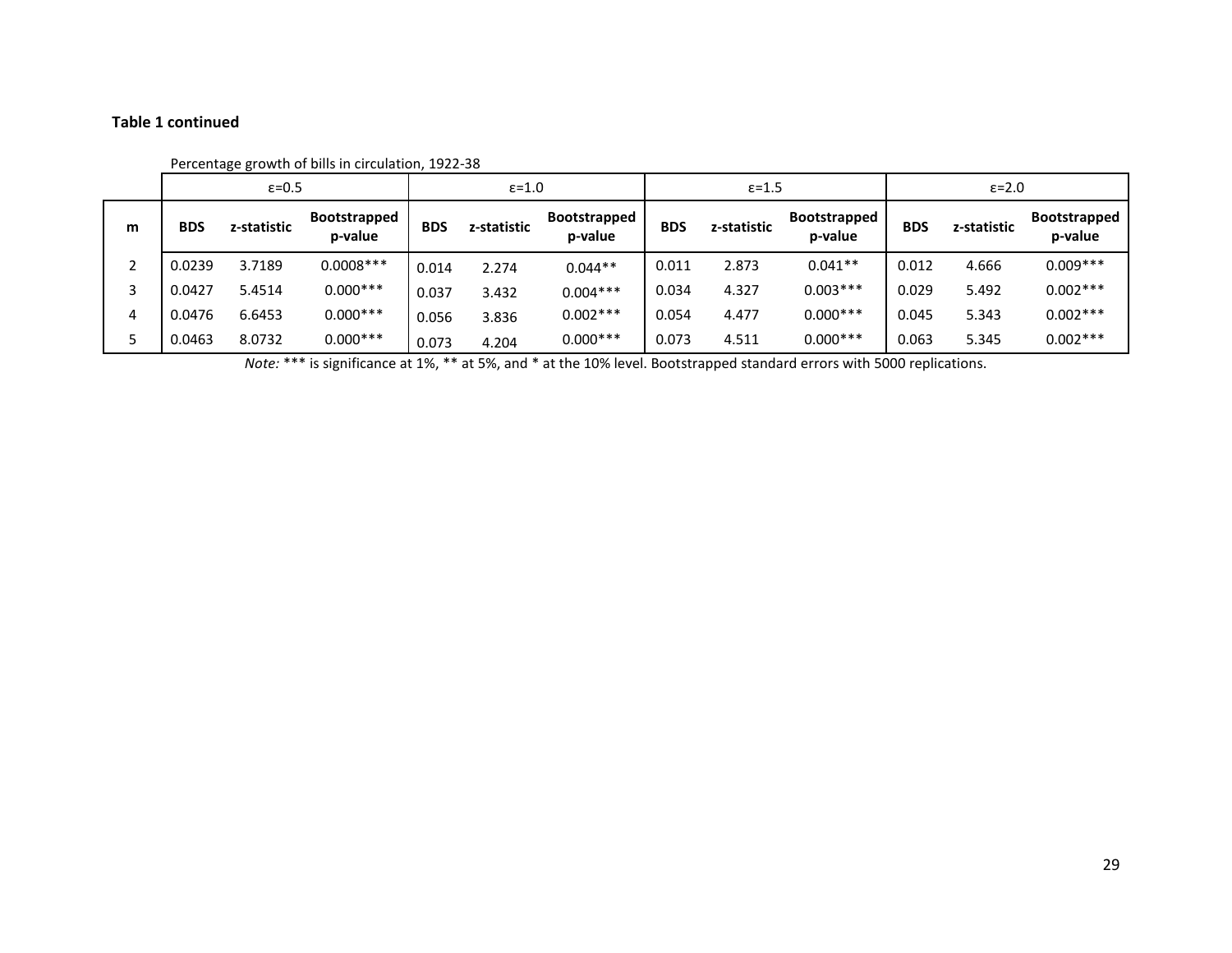**Table 1 continued**

Percentage growth of bills in circulation, 1922-38

| | ε=0.5 | | | ε=1.0 | | | ε=1.5 | | | ε=2.0 | | |
|---|---|---|---|---|---|---|---|---|---|---|---|---|
| **m** | **BDS** | **z-statistic** | **Bootstrapped p-value** | **BDS** | **z-statistic** | **Bootstrapped p-value** | **BDS** | **z-statistic** | **Bootstrapped p-value** | **BDS** | **z-statistic** | **Bootstrapped p-value** |
| 2 | 0.0239 | 3.7189 | 0.0008*** | 0.014 | 2.274 | 0.044** | 0.011 | 2.873 | 0.041** | 0.012 | 4.666 | 0.009*** |
| 3 | 0.0427 | 5.4514 | 0.000*** | 0.037 | 3.432 | 0.004*** | 0.034 | 4.327 | 0.003*** | 0.029 | 5.492 | 0.002*** |
| 4 | 0.0476 | 6.6453 | 0.000*** | 0.056 | 3.836 | 0.002*** | 0.054 | 4.477 | 0.000*** | 0.045 | 5.343 | 0.002*** |
| 5 | 0.0463 | 8.0732 | 0.000*** | 0.073 | 4.204 | 0.000*** | 0.073 | 4.511 | 0.000*** | 0.063 | 5.345 | 0.002*** |

*Note:* *** is significance at 1%, ** at 5%, and * at the 10% level. Bootstrapped standard errors with 5000 replications.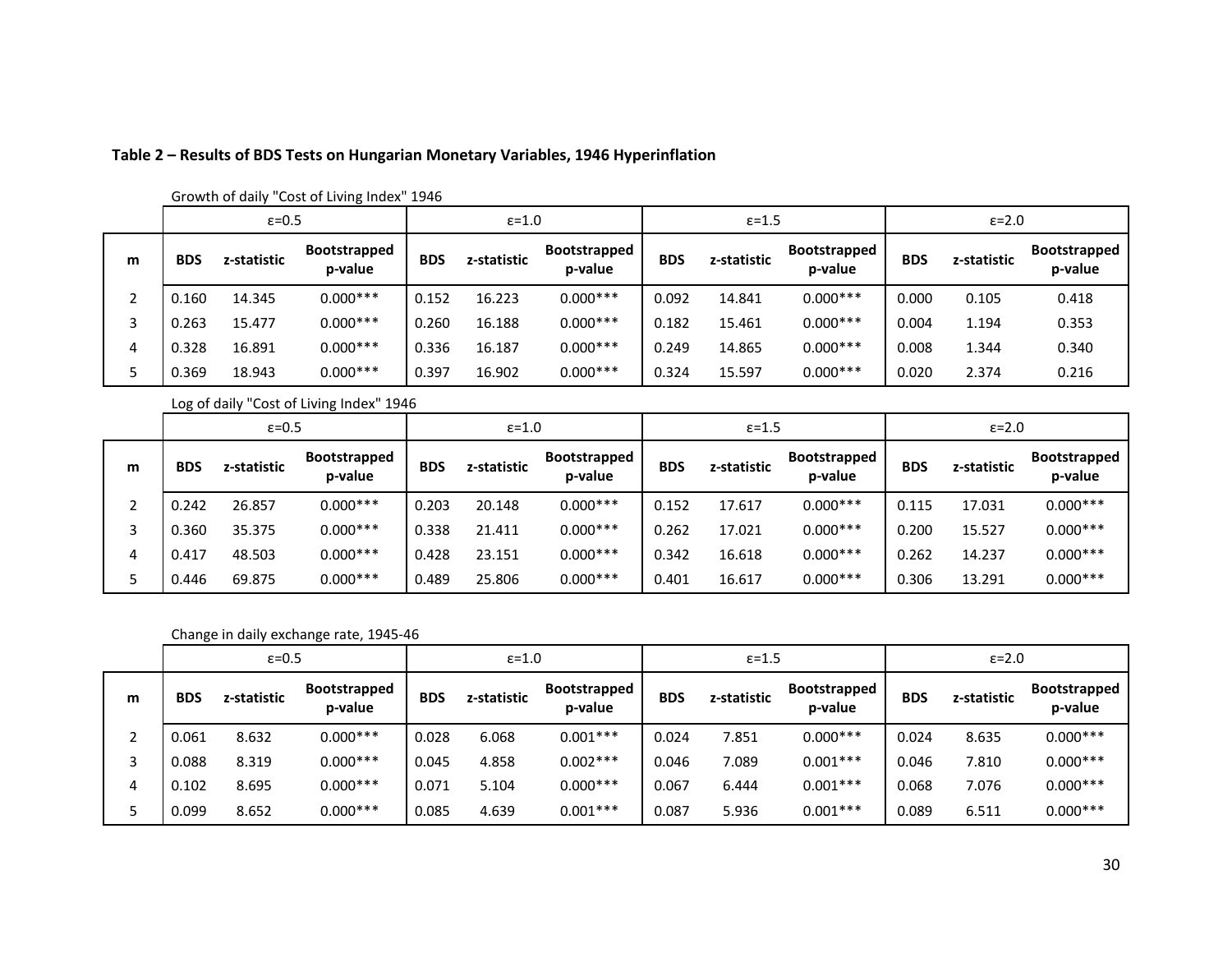**Table 2 – Results of BDS Tests on Hungarian Monetary Variables, 1946 Hyperinflation**

Growth of daily "Cost of Living Index" 1946

| | ε=0.5 | | | ε=1.0 | | | ε=1.5 | | | ε=2.0 | | |
|---|---|---|---|---|---|---|---|---|---|---|---|---|
| m | BDS | z-statistic | Bootstrapped p-value | BDS | z-statistic | Bootstrapped p-value | BDS | z-statistic | Bootstrapped p-value | BDS | z-statistic | Bootstrapped p-value |
| 2 | 0.160 | 14.345 | 0.000*** | 0.152 | 16.223 | 0.000*** | 0.092 | 14.841 | 0.000*** | 0.000 | 0.105 | 0.418 |
| 3 | 0.263 | 15.477 | 0.000*** | 0.260 | 16.188 | 0.000*** | 0.182 | 15.461 | 0.000*** | 0.004 | 1.194 | 0.353 |
| 4 | 0.328 | 16.891 | 0.000*** | 0.336 | 16.187 | 0.000*** | 0.249 | 14.865 | 0.000*** | 0.008 | 1.344 | 0.340 |
| 5 | 0.369 | 18.943 | 0.000*** | 0.397 | 16.902 | 0.000*** | 0.324 | 15.597 | 0.000*** | 0.020 | 2.374 | 0.216 |

Log of daily "Cost of Living Index" 1946

| | ε=0.5 | | | ε=1.0 | | | ε=1.5 | | | ε=2.0 | | |
|---|---|---|---|---|---|---|---|---|---|---|---|---|
| m | BDS | z-statistic | Bootstrapped p-value | BDS | z-statistic | Bootstrapped p-value | BDS | z-statistic | Bootstrapped p-value | BDS | z-statistic | Bootstrapped p-value |
| 2 | 0.242 | 26.857 | 0.000*** | 0.203 | 20.148 | 0.000*** | 0.152 | 17.617 | 0.000*** | 0.115 | 17.031 | 0.000*** |
| 3 | 0.360 | 35.375 | 0.000*** | 0.338 | 21.411 | 0.000*** | 0.262 | 17.021 | 0.000*** | 0.200 | 15.527 | 0.000*** |
| 4 | 0.417 | 48.503 | 0.000*** | 0.428 | 23.151 | 0.000*** | 0.342 | 16.618 | 0.000*** | 0.262 | 14.237 | 0.000*** |
| 5 | 0.446 | 69.875 | 0.000*** | 0.489 | 25.806 | 0.000*** | 0.401 | 16.617 | 0.000*** | 0.306 | 13.291 | 0.000*** |

Change in daily exchange rate, 1945-46

| | ε=0.5 | | | ε=1.0 | | | ε=1.5 | | | ε=2.0 | | |
|---|---|---|---|---|---|---|---|---|---|---|---|---|
| m | BDS | z-statistic | Bootstrapped p-value | BDS | z-statistic | Bootstrapped p-value | BDS | z-statistic | Bootstrapped p-value | BDS | z-statistic | Bootstrapped p-value |
| 2 | 0.061 | 8.632 | 0.000*** | 0.028 | 6.068 | 0.001*** | 0.024 | 7.851 | 0.000*** | 0.024 | 8.635 | 0.000*** |
| 3 | 0.088 | 8.319 | 0.000*** | 0.045 | 4.858 | 0.002*** | 0.046 | 7.089 | 0.001*** | 0.046 | 7.810 | 0.000*** |
| 4 | 0.102 | 8.695 | 0.000*** | 0.071 | 5.104 | 0.000*** | 0.067 | 6.444 | 0.001*** | 0.068 | 7.076 | 0.000*** |
| 5 | 0.099 | 8.652 | 0.000*** | 0.085 | 4.639 | 0.001*** | 0.087 | 5.936 | 0.001*** | 0.089 | 6.511 | 0.000*** |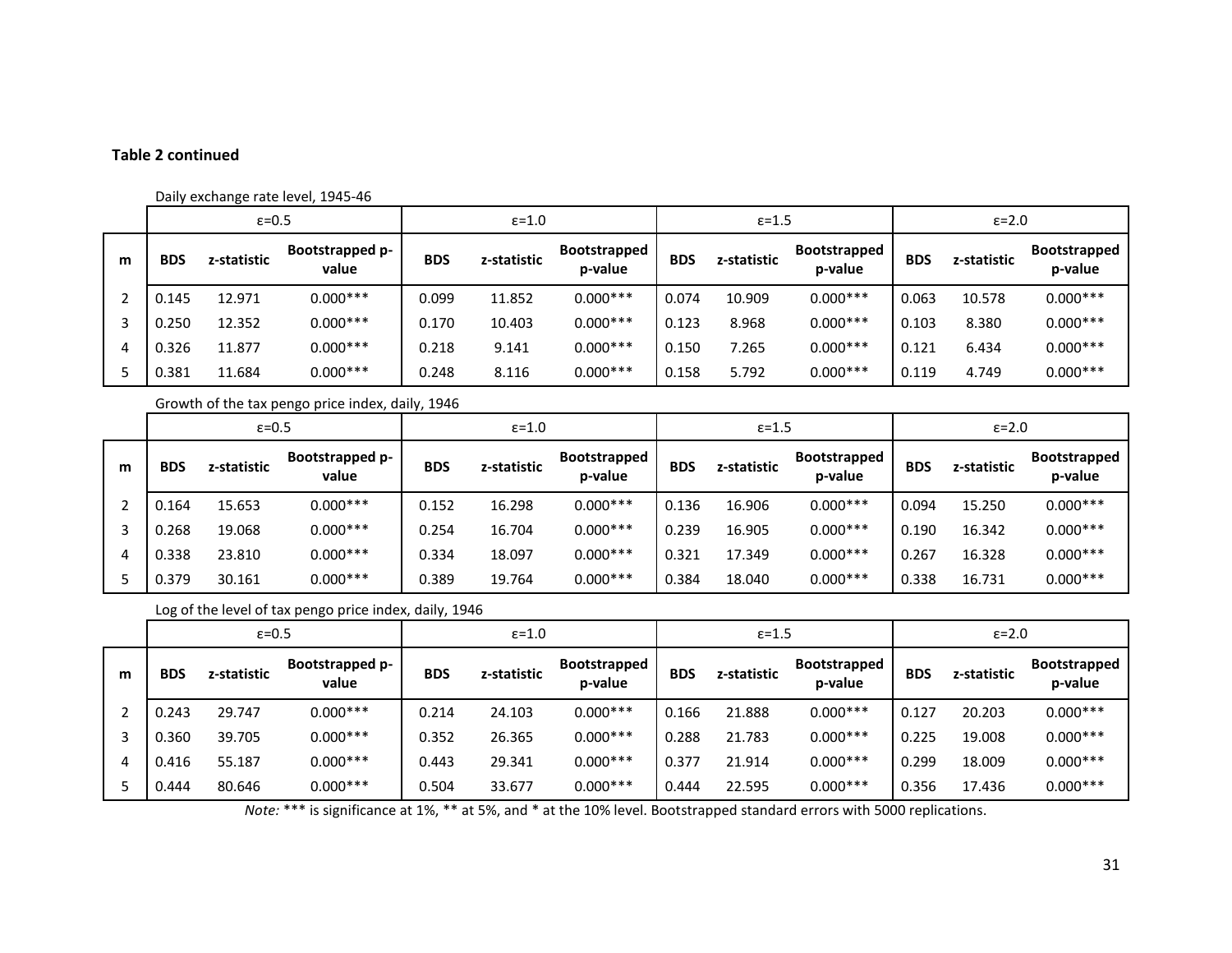**Table 2 continued**

Daily exchange rate level, 1945-46

| | ε=0.5 | | | ε=1.0 | | | ε=1.5 | | | ε=2.0 | | |
|---|---|---|---|---|---|---|---|---|---|---|---|---|
| **m** | **BDS** | **z-statistic** | **Bootstrapped p-value** | **BDS** | **z-statistic** | **Bootstrapped p-value** | **BDS** | **z-statistic** | **Bootstrapped p-value** | **BDS** | **z-statistic** | **Bootstrapped p-value** |
| 2 | 0.145 | 12.971 | 0.000*** | 0.099 | 11.852 | 0.000*** | 0.074 | 10.909 | 0.000*** | 0.063 | 10.578 | 0.000*** |
| 3 | 0.250 | 12.352 | 0.000*** | 0.170 | 10.403 | 0.000*** | 0.123 | 8.968 | 0.000*** | 0.103 | 8.380 | 0.000*** |
| 4 | 0.326 | 11.877 | 0.000*** | 0.218 | 9.141 | 0.000*** | 0.150 | 7.265 | 0.000*** | 0.121 | 6.434 | 0.000*** |
| 5 | 0.381 | 11.684 | 0.000*** | 0.248 | 8.116 | 0.000*** | 0.158 | 5.792 | 0.000*** | 0.119 | 4.749 | 0.000*** |

Growth of the tax pengo price index, daily, 1946

| | ε=0.5 | | | ε=1.0 | | | ε=1.5 | | | ε=2.0 | | |
|---|---|---|---|---|---|---|---|---|---|---|---|---|
| **m** | **BDS** | **z-statistic** | **Bootstrapped p-value** | **BDS** | **z-statistic** | **Bootstrapped p-value** | **BDS** | **z-statistic** | **Bootstrapped p-value** | **BDS** | **z-statistic** | **Bootstrapped p-value** |
| 2 | 0.164 | 15.653 | 0.000*** | 0.152 | 16.298 | 0.000*** | 0.136 | 16.906 | 0.000*** | 0.094 | 15.250 | 0.000*** |
| 3 | 0.268 | 19.068 | 0.000*** | 0.254 | 16.704 | 0.000*** | 0.239 | 16.905 | 0.000*** | 0.190 | 16.342 | 0.000*** |
| 4 | 0.338 | 23.810 | 0.000*** | 0.334 | 18.097 | 0.000*** | 0.321 | 17.349 | 0.000*** | 0.267 | 16.328 | 0.000*** |
| 5 | 0.379 | 30.161 | 0.000*** | 0.389 | 19.764 | 0.000*** | 0.384 | 18.040 | 0.000*** | 0.338 | 16.731 | 0.000*** |

Log of the level of tax pengo price index, daily, 1946

| | ε=0.5 | | | ε=1.0 | | | ε=1.5 | | | ε=2.0 | | |
|---|---|---|---|---|---|---|---|---|---|---|---|---|
| **m** | **BDS** | **z-statistic** | **Bootstrapped p-value** | **BDS** | **z-statistic** | **Bootstrapped p-value** | **BDS** | **z-statistic** | **Bootstrapped p-value** | **BDS** | **z-statistic** | **Bootstrapped p-value** |
| 2 | 0.243 | 29.747 | 0.000*** | 0.214 | 24.103 | 0.000*** | 0.166 | 21.888 | 0.000*** | 0.127 | 20.203 | 0.000*** |
| 3 | 0.360 | 39.705 | 0.000*** | 0.352 | 26.365 | 0.000*** | 0.288 | 21.783 | 0.000*** | 0.225 | 19.008 | 0.000*** |
| 4 | 0.416 | 55.187 | 0.000*** | 0.443 | 29.341 | 0.000*** | 0.377 | 21.914 | 0.000*** | 0.299 | 18.009 | 0.000*** |
| 5 | 0.444 | 80.646 | 0.000*** | 0.504 | 33.677 | 0.000*** | 0.444 | 22.595 | 0.000*** | 0.356 | 17.436 | 0.000*** |

*Note:* *** is significance at 1%, ** at 5%, and * at the 10% level. Bootstrapped standard errors with 5000 replications.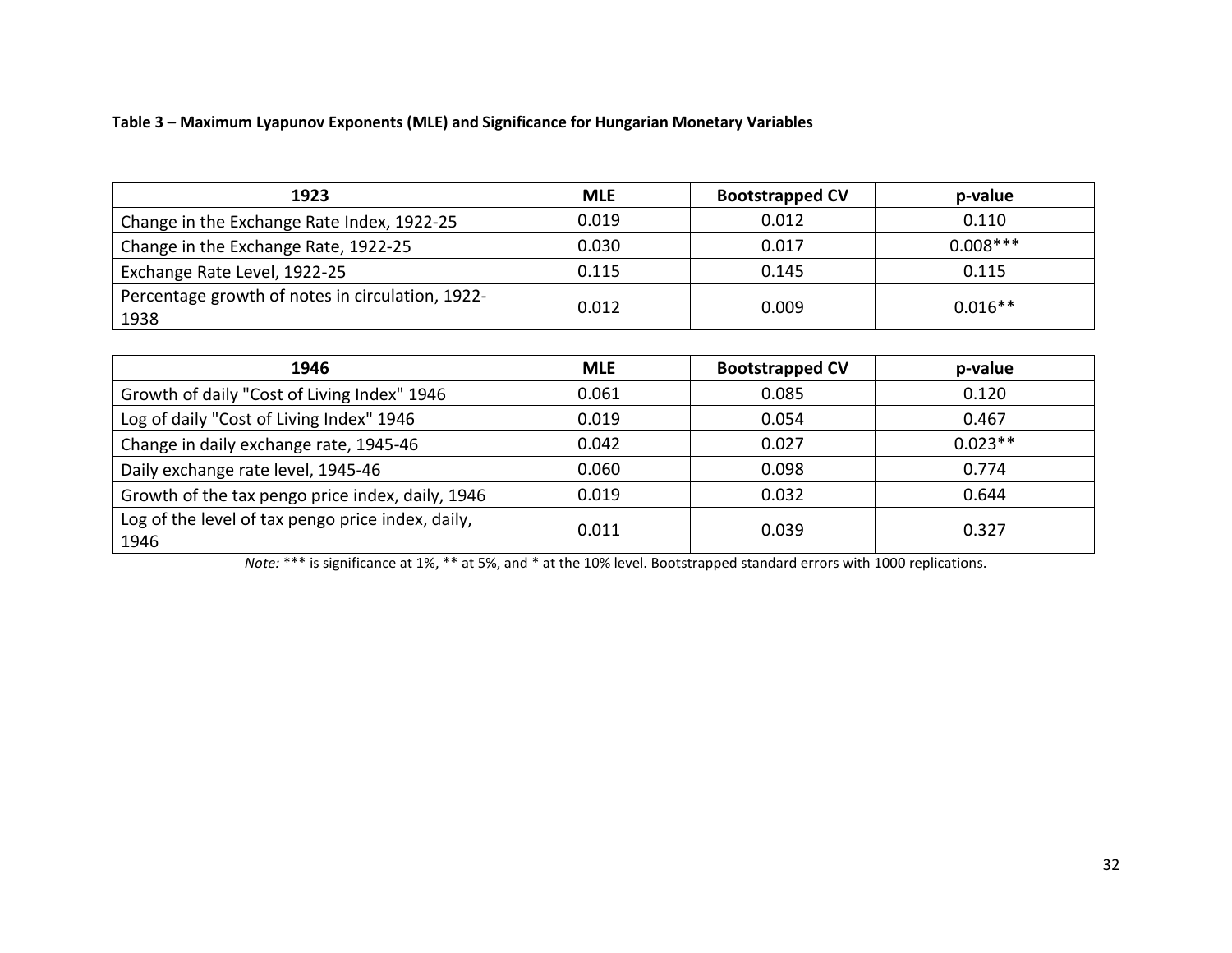**Table 3 – Maximum Lyapunov Exponents (MLE) and Significance for Hungarian Monetary Variables**

| 1923 | MLE | Bootstrapped CV | p-value |
|---|---|---|---|
| Change in the Exchange Rate Index, 1922-25 | 0.019 | 0.012 | 0.110 |
| Change in the Exchange Rate, 1922-25 | 0.030 | 0.017 | 0.008*** |
| Exchange Rate Level, 1922-25 | 0.115 | 0.145 | 0.115 |
| Percentage growth of notes in circulation, 1922-1938 | 0.012 | 0.009 | 0.016** |

| 1946 | MLE | Bootstrapped CV | p-value |
|---|---|---|---|
| Growth of daily "Cost of Living Index" 1946 | 0.061 | 0.085 | 0.120 |
| Log of daily "Cost of Living Index" 1946 | 0.019 | 0.054 | 0.467 |
| Change in daily exchange rate, 1945-46 | 0.042 | 0.027 | 0.023** |
| Daily exchange rate level, 1945-46 | 0.060 | 0.098 | 0.774 |
| Growth of the tax pengo price index, daily, 1946 | 0.019 | 0.032 | 0.644 |
| Log of the level of tax pengo price index, daily, 1946 | 0.011 | 0.039 | 0.327 |

*Note:* *** is significance at 1%, ** at 5%, and * at the 10% level. Bootstrapped standard errors with 1000 replications.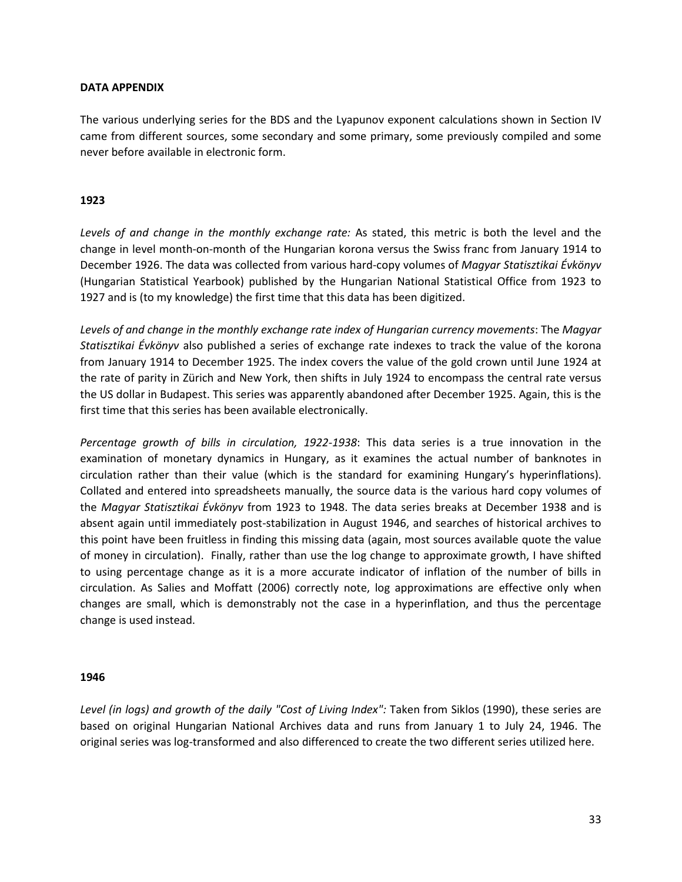## DATA APPENDIX

The various underlying series for the BDS and the Lyapunov exponent calculations shown in Section IV came from different sources, some secondary and some primary, some previously compiled and some never before available in electronic form.

### 1923

*Levels of and change in the monthly exchange rate:* As stated, this metric is both the level and the change in level month-on-month of the Hungarian korona versus the Swiss franc from January 1914 to December 1926. The data was collected from various hard-copy volumes of *Magyar Statisztikai Évkönyv* (Hungarian Statistical Yearbook) published by the Hungarian National Statistical Office from 1923 to 1927 and is (to my knowledge) the first time that this data has been digitized.

*Levels of and change in the monthly exchange rate index of Hungarian currency movements*: The *Magyar Statisztikai Évkönyv* also published a series of exchange rate indexes to track the value of the korona from January 1914 to December 1925. The index covers the value of the gold crown until June 1924 at the rate of parity in Zürich and New York, then shifts in July 1924 to encompass the central rate versus the US dollar in Budapest. This series was apparently abandoned after December 1925. Again, this is the first time that this series has been available electronically.

*Percentage growth of bills in circulation, 1922-1938*: This data series is a true innovation in the examination of monetary dynamics in Hungary, as it examines the actual number of banknotes in circulation rather than their value (which is the standard for examining Hungary's hyperinflations). Collated and entered into spreadsheets manually, the source data is the various hard copy volumes of the *Magyar Statisztikai Évkönyv* from 1923 to 1948. The data series breaks at December 1938 and is absent again until immediately post-stabilization in August 1946, and searches of historical archives to this point have been fruitless in finding this missing data (again, most sources available quote the value of money in circulation). Finally, rather than use the log change to approximate growth, I have shifted to using percentage change as it is a more accurate indicator of inflation of the number of bills in circulation. As Salies and Moffatt (2006) correctly note, log approximations are effective only when changes are small, which is demonstrably not the case in a hyperinflation, and thus the percentage change is used instead.

### 1946

*Level (in logs) and growth of the daily "Cost of Living Index":* Taken from Siklos (1990), these series are based on original Hungarian National Archives data and runs from January 1 to July 24, 1946. The original series was log-transformed and also differenced to create the two different series utilized here.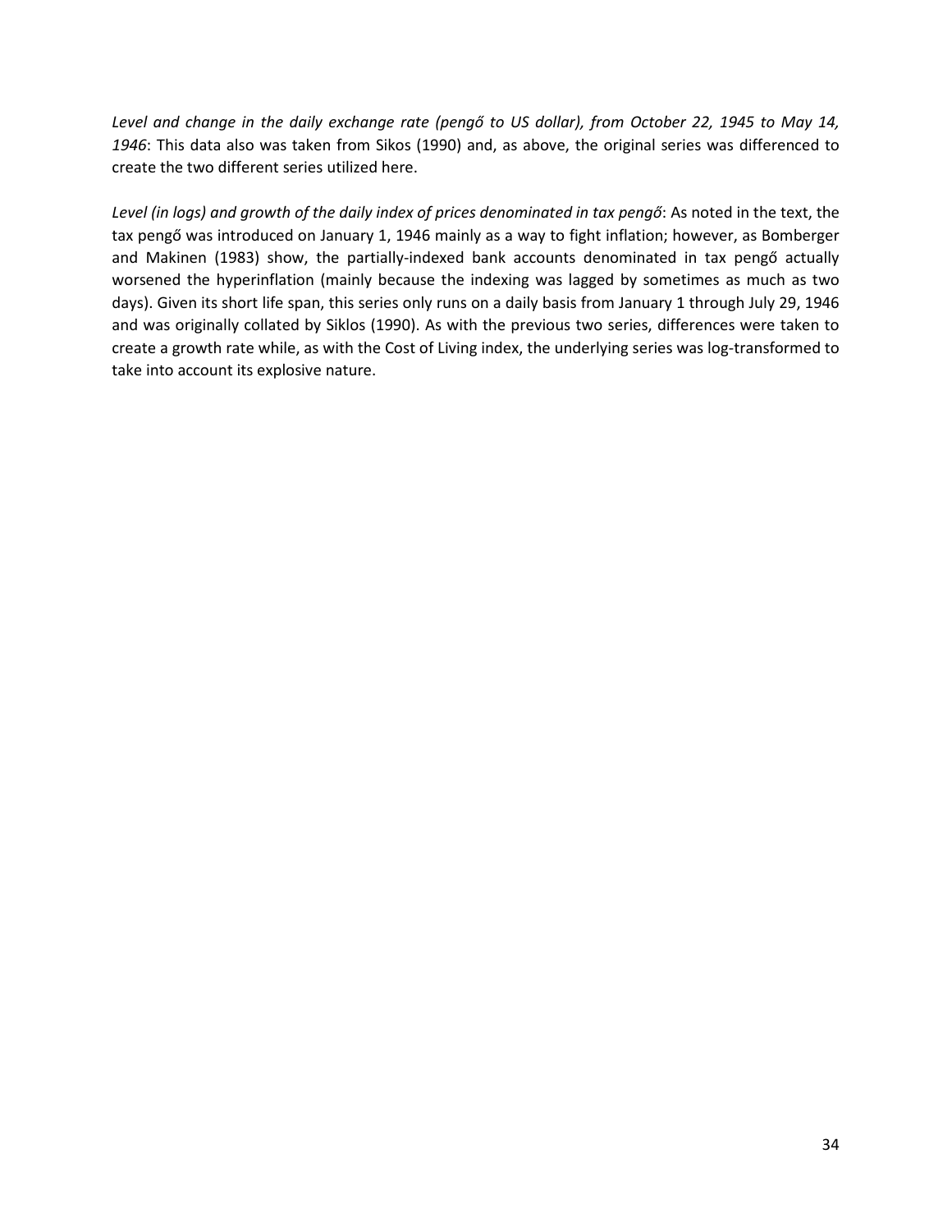*Level and change in the daily exchange rate (pengő to US dollar), from October 22, 1945 to May 14, 1946*: This data also was taken from Sikos (1990) and, as above, the original series was differenced to create the two different series utilized here.

*Level (in logs) and growth of the daily index of prices denominated in tax pengő*: As noted in the text, the tax pengő was introduced on January 1, 1946 mainly as a way to fight inflation; however, as Bomberger and Makinen (1983) show, the partially-indexed bank accounts denominated in tax pengő actually worsened the hyperinflation (mainly because the indexing was lagged by sometimes as much as two days). Given its short life span, this series only runs on a daily basis from January 1 through July 29, 1946 and was originally collated by Siklos (1990). As with the previous two series, differences were taken to create a growth rate while, as with the Cost of Living index, the underlying series was log-transformed to take into account its explosive nature.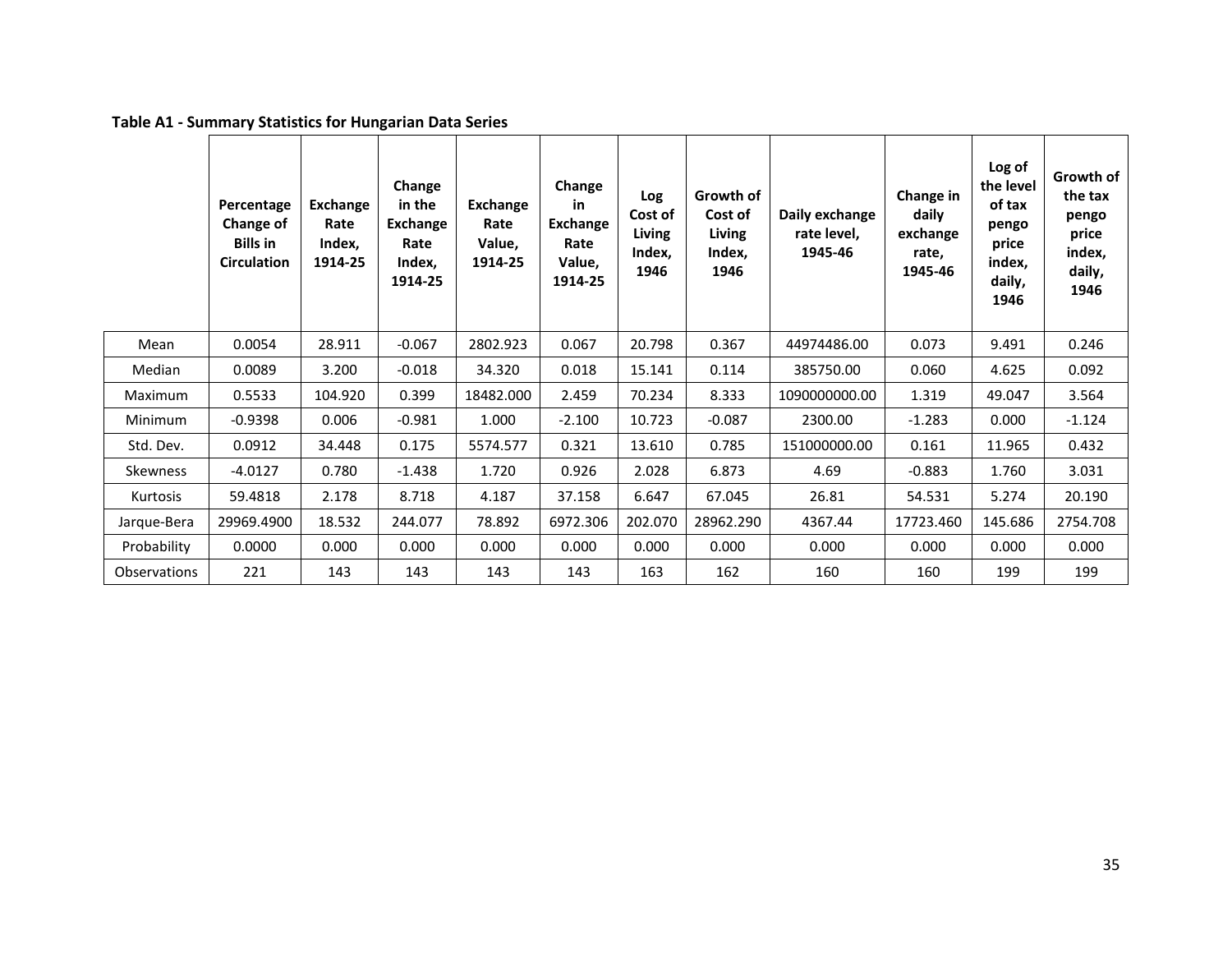**Table A1 - Summary Statistics for Hungarian Data Series**

| | Percentage Change of Bills in Circulation | Exchange Rate Index, 1914-25 | Change in the Exchange Rate Index, 1914-25 | Exchange Rate Value, 1914-25 | Change in Exchange Rate Value, 1914-25 | Log Cost of Living Index, 1946 | Growth of Cost of Living Index, 1946 | Daily exchange rate level, 1945-46 | Change in daily exchange rate, 1945-46 | Log of the level of tax pengo price index, daily, 1946 | Growth of the tax pengo price index, daily, 1946 |
|---|---|---|---|---|---|---|---|---|---|---|---|
| Mean | 0.0054 | 28.911 | -0.067 | 2802.923 | 0.067 | 20.798 | 0.367 | 44974486.00 | 0.073 | 9.491 | 0.246 |
| Median | 0.0089 | 3.200 | -0.018 | 34.320 | 0.018 | 15.141 | 0.114 | 385750.00 | 0.060 | 4.625 | 0.092 |
| Maximum | 0.5533 | 104.920 | 0.399 | 18482.000 | 2.459 | 70.234 | 8.333 | 1090000000.00 | 1.319 | 49.047 | 3.564 |
| Minimum | -0.9398 | 0.006 | -0.981 | 1.000 | -2.100 | 10.723 | -0.087 | 2300.00 | -1.283 | 0.000 | -1.124 |
| Std. Dev. | 0.0912 | 34.448 | 0.175 | 5574.577 | 0.321 | 13.610 | 0.785 | 151000000.00 | 0.161 | 11.965 | 0.432 |
| Skewness | -4.0127 | 0.780 | -1.438 | 1.720 | 0.926 | 2.028 | 6.873 | 4.69 | -0.883 | 1.760 | 3.031 |
| Kurtosis | 59.4818 | 2.178 | 8.718 | 4.187 | 37.158 | 6.647 | 67.045 | 26.81 | 54.531 | 5.274 | 20.190 |
| Jarque-Bera | 29969.4900 | 18.532 | 244.077 | 78.892 | 6972.306 | 202.070 | 28962.290 | 4367.44 | 17723.460 | 145.686 | 2754.708 |
| Probability | 0.0000 | 0.000 | 0.000 | 0.000 | 0.000 | 0.000 | 0.000 | 0.000 | 0.000 | 0.000 | 0.000 |
| Observations | 221 | 143 | 143 | 143 | 143 | 163 | 162 | 160 | 160 | 199 | 199 |